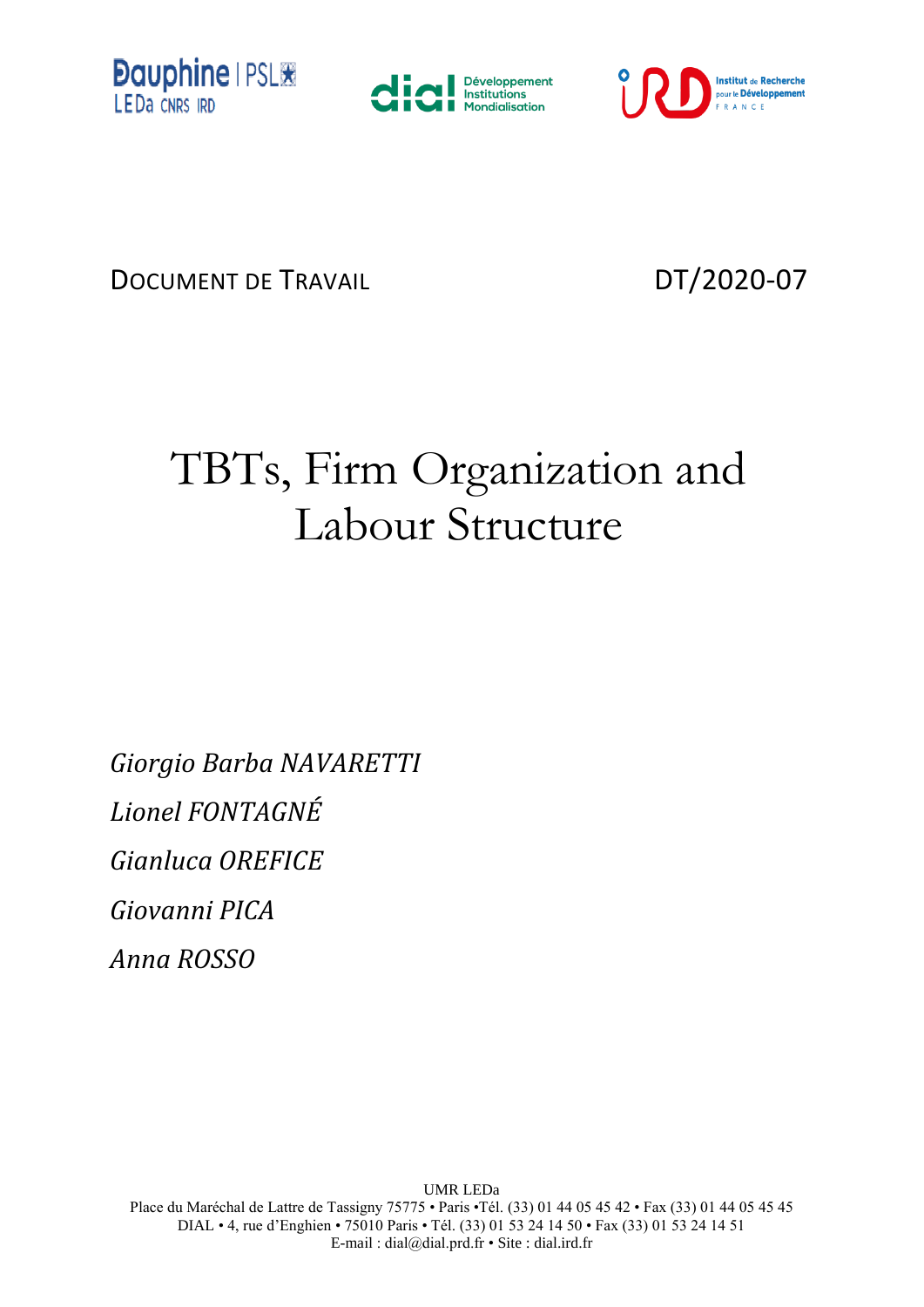DOCUMENT DE TRAVAIL DT/2020-07

# TBTs, Firm Organization and Labour Structure

*Giorgio Barba NAVARETTI*

*Lionel FONTAGNÉ*

*Gianluca OREFICE*

*Giovanni PICA*

*Anna ROSSO*

UMR LEDa
Place du Maréchal de Lattre de Tassigny 75775 • Paris •Tél. (33) 01 44 05 45 42 • Fax (33) 01 44 05 45 45
DIAL • 4, rue d'Enghien • 75010 Paris • Tél. (33) 01 53 24 14 50 • Fax (33) 01 53 24 14 51
E-mail : dial@dial.prd.fr • Site : dial.ird.fr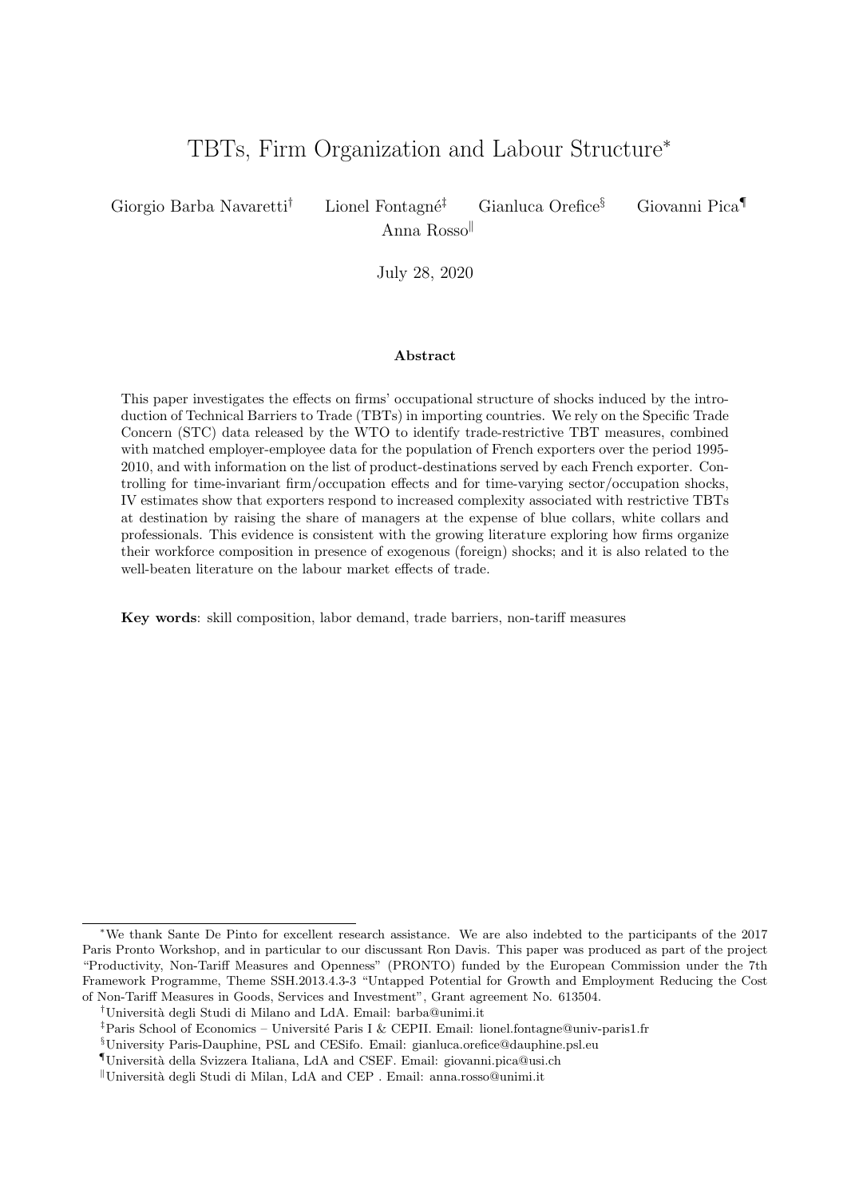# TBTs, Firm Organization and Labour Structure*

Giorgio Barba Navaretti[†] Lionel Fontagné[‡] Gianluca Orefice[§] Giovanni Pica[¶] Anna Rosso[‖]

July 28, 2020

**Abstract**

This paper investigates the effects on firms' occupational structure of shocks induced by the introduction of Technical Barriers to Trade (TBTs) in importing countries. We rely on the Specific Trade Concern (STC) data released by the WTO to identify trade-restrictive TBT measures, combined with matched employer-employee data for the population of French exporters over the period 1995-2010, and with information on the list of product-destinations served by each French exporter. Controlling for time-invariant firm/occupation effects and for time-varying sector/occupation shocks, IV estimates show that exporters respond to increased complexity associated with restrictive TBTs at destination by raising the share of managers at the expense of blue collars, white collars and professionals. This evidence is consistent with the growing literature exploring how firms organize their workforce composition in presence of exogenous (foreign) shocks; and it is also related to the well-beaten literature on the labour market effects of trade.

**Key words**: skill composition, labor demand, trade barriers, non-tariff measures

---

*We thank Sante De Pinto for excellent research assistance. We are also indebted to the participants of the 2017 Paris Pronto Workshop, and in particular to our discussant Ron Davis. This paper was produced as part of the project "Productivity, Non-Tariff Measures and Openness" (PRONTO) funded by the European Commission under the 7th Framework Programme, Theme SSH.2013.4.3-3 "Untapped Potential for Growth and Employment Reducing the Cost of Non-Tariff Measures in Goods, Services and Investment", Grant agreement No. 613504.

[†]Università degli Studi di Milano and LdA. Email: barba@unimi.it

[‡]Paris School of Economics – Université Paris I & CEPII. Email: lionel.fontagne@univ-paris1.fr

[§]University Paris-Dauphine, PSL and CESifo. Email: gianluca.orefice@dauphine.psl.eu

[¶]Università della Svizzera Italiana, LdA and CSEF. Email: giovanni.pica@usi.ch

[‖]Università degli Studi di Milan, LdA and CEP . Email: anna.rosso@unimi.it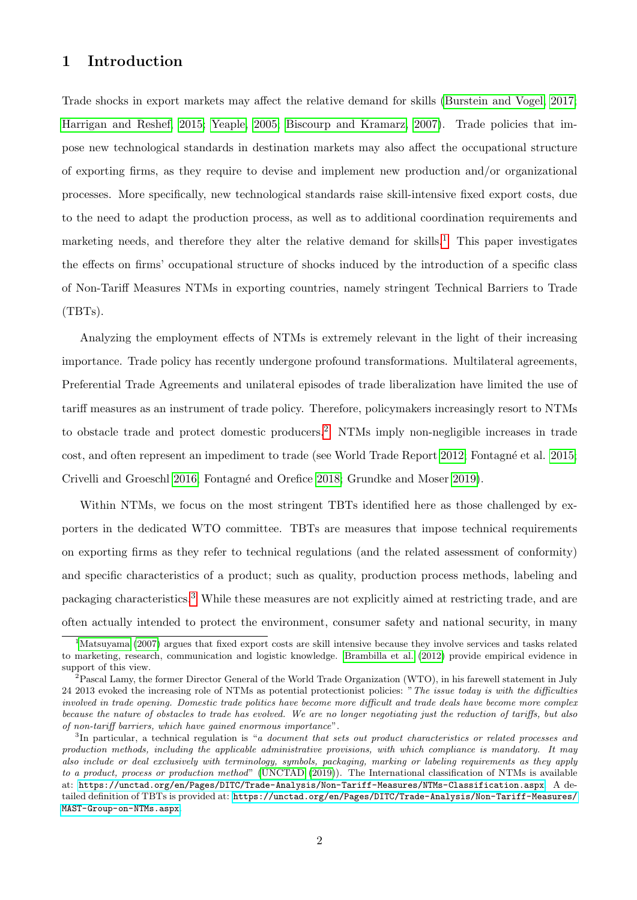## 1 Introduction

Trade shocks in export markets may affect the relative demand for skills (Burstein and Vogel, 2017; Harrigan and Reshef, 2015; Yeaple, 2005; Biscourp and Kramarz, 2007). Trade policies that impose new technological standards in destination markets may also affect the occupational structure of exporting firms, as they require to devise and implement new production and/or organizational processes. More specifically, new technological standards raise skill-intensive fixed export costs, due to the need to adapt the production process, as well as to additional coordination requirements and marketing needs, and therefore they alter the relative demand for skills.[1] This paper investigates the effects on firms' occupational structure of shocks induced by the introduction of a specific class of Non-Tariff Measures NTMs in exporting countries, namely stringent Technical Barriers to Trade (TBTs).

Analyzing the employment effects of NTMs is extremely relevant in the light of their increasing importance. Trade policy has recently undergone profound transformations. Multilateral agreements, Preferential Trade Agreements and unilateral episodes of trade liberalization have limited the use of tariff measures as an instrument of trade policy. Therefore, policymakers increasingly resort to NTMs to obstacle trade and protect domestic producers.[2] NTMs imply non-negligible increases in trade cost, and often represent an impediment to trade (see World Trade Report 2012; Fontagné et al. 2015; Crivelli and Groeschl 2016; Fontagné and Orefice 2018; Grundke and Moser 2019).

Within NTMs, we focus on the most stringent TBTs identified here as those challenged by exporters in the dedicated WTO committee. TBTs are measures that impose technical requirements on exporting firms as they refer to technical regulations (and the related assessment of conformity) and specific characteristics of a product; such as quality, production process methods, labeling and packaging characteristics.[3] While these measures are not explicitly aimed at restricting trade, and are often actually intended to protect the environment, consumer safety and national security, in many

---

[1] Matsuyama (2007) argues that fixed export costs are skill intensive because they involve services and tasks related to marketing, research, communication and logistic knowledge. Brambilla et al. (2012) provide empirical evidence in support of this view.

[2] Pascal Lamy, the former Director General of the World Trade Organization (WTO), in his farewell statement in July 24 2013 evoked the increasing role of NTMs as potential protectionist policies: "*The issue today is with the difficulties involved in trade opening. Domestic trade politics have become more difficult and trade deals have become more complex because the nature of obstacles to trade has evolved. We are no longer negotiating just the reduction of tariffs, but also of non-tariff barriers, which have gained enormous importance*".

[3] In particular, a technical regulation is "*a document that sets out product characteristics or related processes and production methods, including the applicable administrative provisions, with which compliance is mandatory. It may also include or deal exclusively with terminology, symbols, packaging, marking or labeling requirements as they apply to a product, process or production method*" (UNCTAD (2019)). The International classification of NTMs is available at: https://unctad.org/en/Pages/DITC/Trade-Analysis/Non-Tariff-Measures/NTMs-Classification.aspx. A detailed definition of TBTs is provided at: https://unctad.org/en/Pages/DITC/Trade-Analysis/Non-Tariff-Measures/MAST-Group-on-NTMs.aspx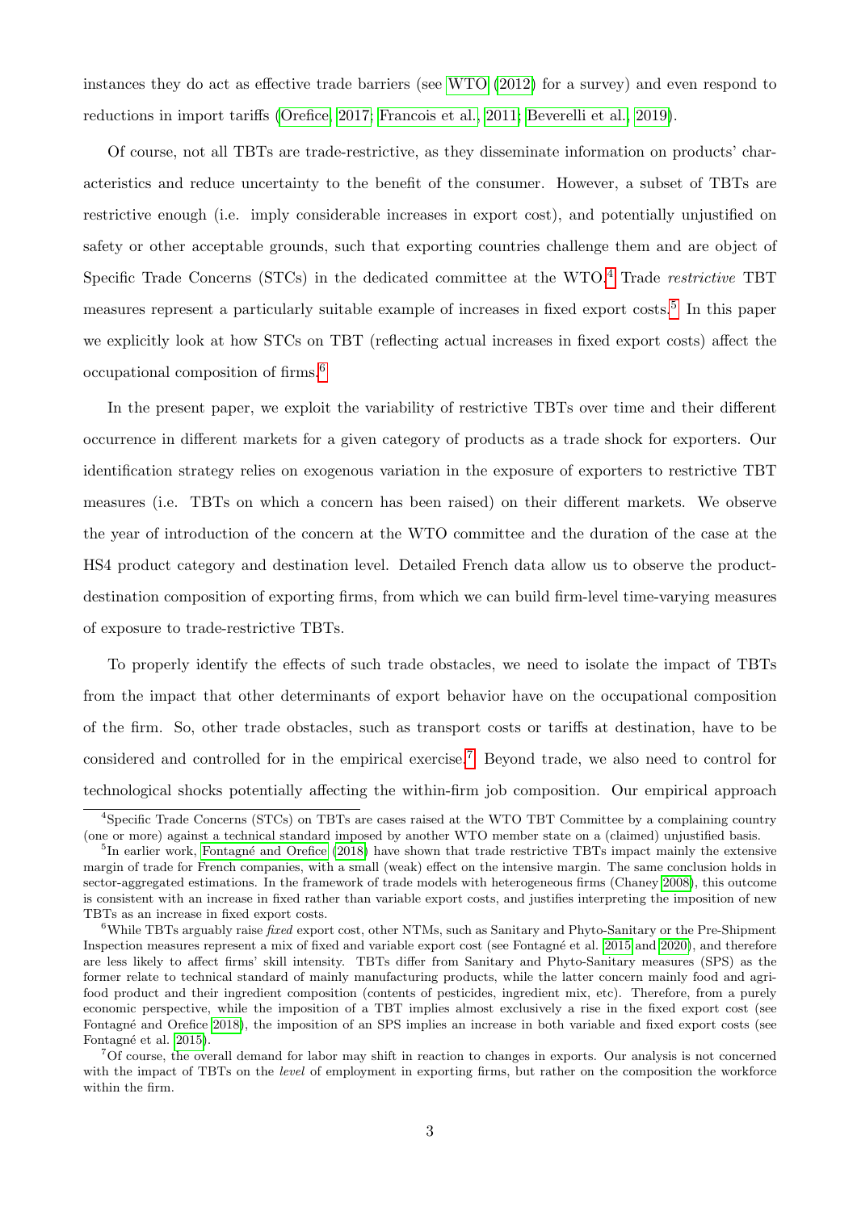instances they do act as effective trade barriers (see WTO (2012) for a survey) and even respond to reductions in import tariffs (Orefice, 2017; Francois et al., 2011; Beverelli et al., 2019).

Of course, not all TBTs are trade-restrictive, as they disseminate information on products' characteristics and reduce uncertainty to the benefit of the consumer. However, a subset of TBTs are restrictive enough (i.e. imply considerable increases in export cost), and potentially unjustified on safety or other acceptable grounds, such that exporting countries challenge them and are object of Specific Trade Concerns (STCs) in the dedicated committee at the WTO.[4] Trade *restrictive* TBT measures represent a particularly suitable example of increases in fixed export costs.[5] In this paper we explicitly look at how STCs on TBT (reflecting actual increases in fixed export costs) affect the occupational composition of firms.[6]

In the present paper, we exploit the variability of restrictive TBTs over time and their different occurrence in different markets for a given category of products as a trade shock for exporters. Our identification strategy relies on exogenous variation in the exposure of exporters to restrictive TBT measures (i.e. TBTs on which a concern has been raised) on their different markets. We observe the year of introduction of the concern at the WTO committee and the duration of the case at the HS4 product category and destination level. Detailed French data allow us to observe the product-destination composition of exporting firms, from which we can build firm-level time-varying measures of exposure to trade-restrictive TBTs.

To properly identify the effects of such trade obstacles, we need to isolate the impact of TBTs from the impact that other determinants of export behavior have on the occupational composition of the firm. So, other trade obstacles, such as transport costs or tariffs at destination, have to be considered and controlled for in the empirical exercise.[7] Beyond trade, we also need to control for technological shocks potentially affecting the within-firm job composition. Our empirical approach

---

[4] Specific Trade Concerns (STCs) on TBTs are cases raised at the WTO TBT Committee by a complaining country (one or more) against a technical standard imposed by another WTO member state on a (claimed) unjustified basis.

[5] In earlier work, Fontagné and Orefice (2018) have shown that trade restrictive TBTs impact mainly the extensive margin of trade for French companies, with a small (weak) effect on the intensive margin. The same conclusion holds in sector-aggregated estimations. In the framework of trade models with heterogeneous firms (Chaney 2008), this outcome is consistent with an increase in fixed rather than variable export costs, and justifies interpreting the imposition of new TBTs as an increase in fixed export costs.

[6] While TBTs arguably raise *fixed* export cost, other NTMs, such as Sanitary and Phyto-Sanitary or the Pre-Shipment Inspection measures represent a mix of fixed and variable export cost (see Fontagné et al. 2015 and 2020), and therefore are less likely to affect firms' skill intensity. TBTs differ from Sanitary and Phyto-Sanitary measures (SPS) as the former relate to technical standard of mainly manufacturing products, while the latter concern mainly food and agri-food product and their ingredient composition (contents of pesticides, ingredient mix, etc). Therefore, from a purely economic perspective, while the imposition of a TBT implies almost exclusively a rise in the fixed export cost (see Fontagné and Orefice 2018), the imposition of an SPS implies an increase in both variable and fixed export costs (see Fontagné et al. 2015).

[7] Of course, the overall demand for labor may shift in reaction to changes in exports. Our analysis is not concerned with the impact of TBTs on the *level* of employment in exporting firms, but rather on the composition the workforce within the firm.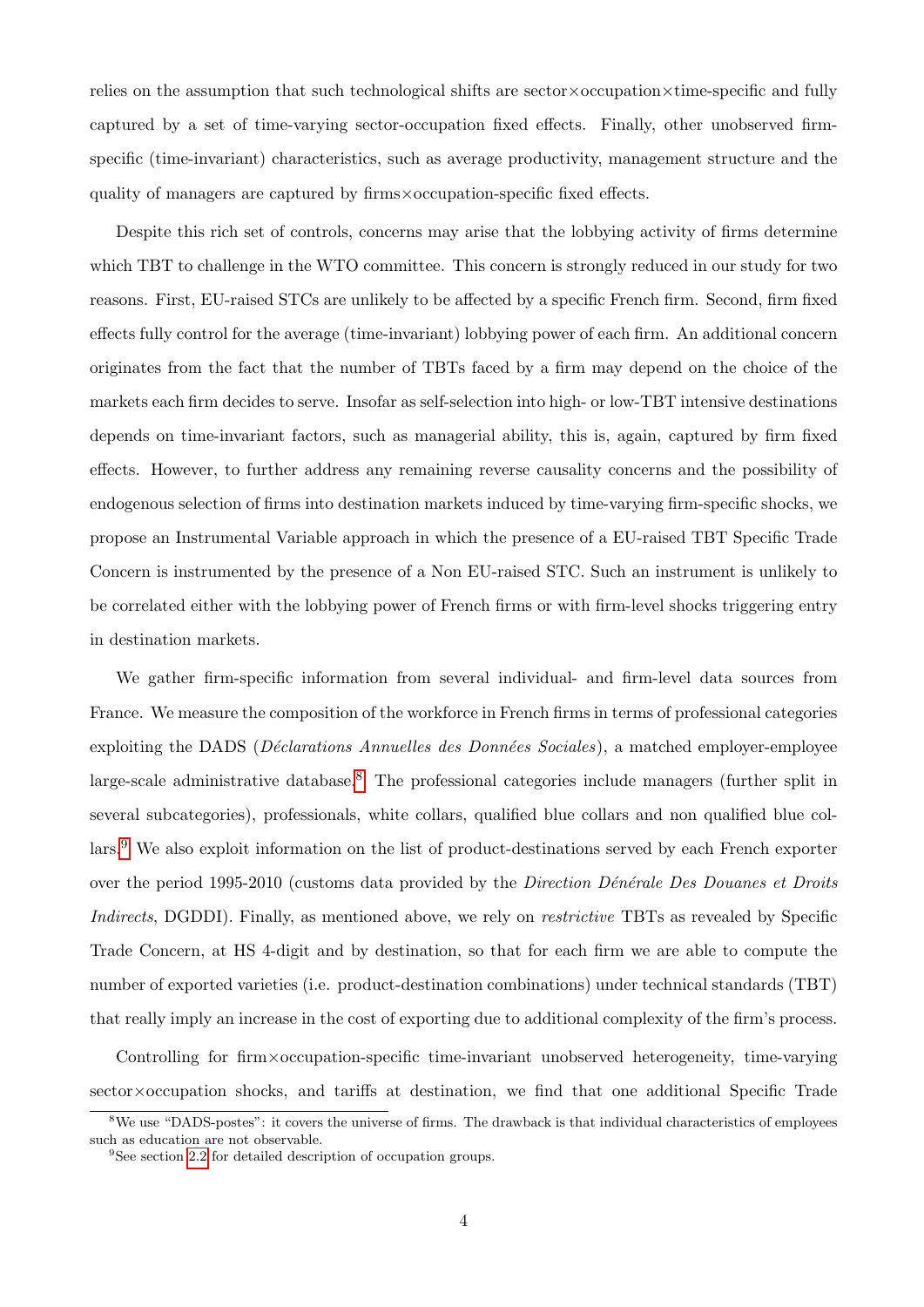relies on the assumption that such technological shifts are sector×occupation×time-specific and fully captured by a set of time-varying sector-occupation fixed effects. Finally, other unobserved firm-specific (time-invariant) characteristics, such as average productivity, management structure and the quality of managers are captured by firms×occupation-specific fixed effects.

Despite this rich set of controls, concerns may arise that the lobbying activity of firms determine which TBT to challenge in the WTO committee. This concern is strongly reduced in our study for two reasons. First, EU-raised STCs are unlikely to be affected by a specific French firm. Second, firm fixed effects fully control for the average (time-invariant) lobbying power of each firm. An additional concern originates from the fact that the number of TBTs faced by a firm may depend on the choice of the markets each firm decides to serve. Insofar as self-selection into high- or low-TBT intensive destinations depends on time-invariant factors, such as managerial ability, this is, again, captured by firm fixed effects. However, to further address any remaining reverse causality concerns and the possibility of endogenous selection of firms into destination markets induced by time-varying firm-specific shocks, we propose an Instrumental Variable approach in which the presence of a EU-raised TBT Specific Trade Concern is instrumented by the presence of a Non EU-raised STC. Such an instrument is unlikely to be correlated either with the lobbying power of French firms or with firm-level shocks triggering entry in destination markets.

We gather firm-specific information from several individual- and firm-level data sources from France. We measure the composition of the workforce in French firms in terms of professional categories exploiting the DADS (*Déclarations Annuelles des Données Sociales*), a matched employer-employee large-scale administrative database.[8] The professional categories include managers (further split in several subcategories), professionals, white collars, qualified blue collars and non qualified blue collars.[9] We also exploit information on the list of product-destinations served by each French exporter over the period 1995-2010 (customs data provided by the *Direction Dénérale Des Douanes et Droits Indirects*, DGDDI). Finally, as mentioned above, we rely on *restrictive* TBTs as revealed by Specific Trade Concern, at HS 4-digit and by destination, so that for each firm we are able to compute the number of exported varieties (i.e. product-destination combinations) under technical standards (TBT) that really imply an increase in the cost of exporting due to additional complexity of the firm's process.

Controlling for firm×occupation-specific time-invariant unobserved heterogeneity, time-varying sector×occupation shocks, and tariffs at destination, we find that one additional Specific Trade

[8] We use "DADS-postes": it covers the universe of firms. The drawback is that individual characteristics of employees such as education are not observable.

[9] See section 2.2 for detailed description of occupation groups.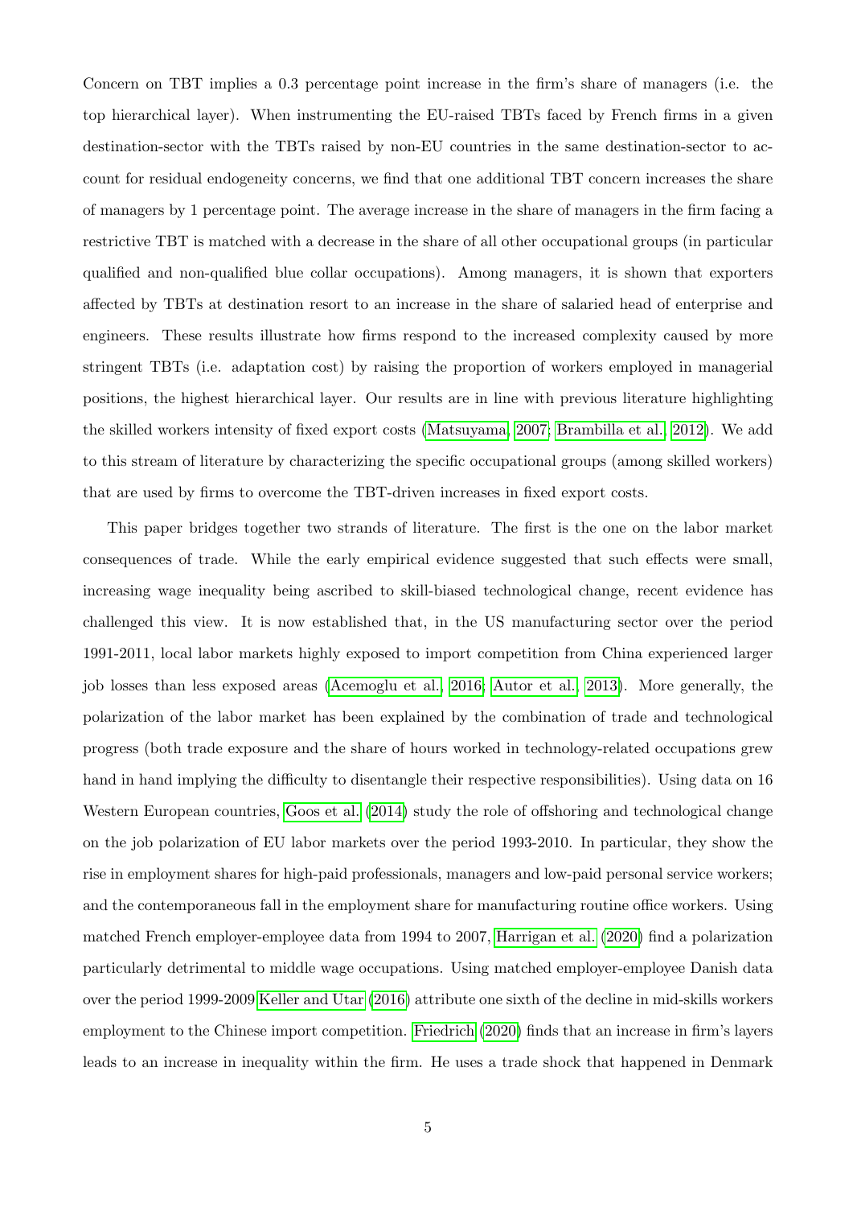Concern on TBT implies a 0.3 percentage point increase in the firm's share of managers (i.e. the top hierarchical layer). When instrumenting the EU-raised TBTs faced by French firms in a given destination-sector with the TBTs raised by non-EU countries in the same destination-sector to account for residual endogeneity concerns, we find that one additional TBT concern increases the share of managers by 1 percentage point. The average increase in the share of managers in the firm facing a restrictive TBT is matched with a decrease in the share of all other occupational groups (in particular qualified and non-qualified blue collar occupations). Among managers, it is shown that exporters affected by TBTs at destination resort to an increase in the share of salaried head of enterprise and engineers. These results illustrate how firms respond to the increased complexity caused by more stringent TBTs (i.e. adaptation cost) by raising the proportion of workers employed in managerial positions, the highest hierarchical layer. Our results are in line with previous literature highlighting the skilled workers intensity of fixed export costs (Matsuyama, 2007; Brambilla et al., 2012). We add to this stream of literature by characterizing the specific occupational groups (among skilled workers) that are used by firms to overcome the TBT-driven increases in fixed export costs.

This paper bridges together two strands of literature. The first is the one on the labor market consequences of trade. While the early empirical evidence suggested that such effects were small, increasing wage inequality being ascribed to skill-biased technological change, recent evidence has challenged this view. It is now established that, in the US manufacturing sector over the period 1991-2011, local labor markets highly exposed to import competition from China experienced larger job losses than less exposed areas (Acemoglu et al., 2016; Autor et al., 2013). More generally, the polarization of the labor market has been explained by the combination of trade and technological progress (both trade exposure and the share of hours worked in technology-related occupations grew hand in hand implying the difficulty to disentangle their respective responsibilities). Using data on 16 Western European countries, Goos et al. (2014) study the role of offshoring and technological change on the job polarization of EU labor markets over the period 1993-2010. In particular, they show the rise in employment shares for high-paid professionals, managers and low-paid personal service workers; and the contemporaneous fall in the employment share for manufacturing routine office workers. Using matched French employer-employee data from 1994 to 2007, Harrigan et al. (2020) find a polarization particularly detrimental to middle wage occupations. Using matched employer-employee Danish data over the period 1999-2009 Keller and Utar (2016) attribute one sixth of the decline in mid-skills workers employment to the Chinese import competition. Friedrich (2020) finds that an increase in firm's layers leads to an increase in inequality within the firm. He uses a trade shock that happened in Denmark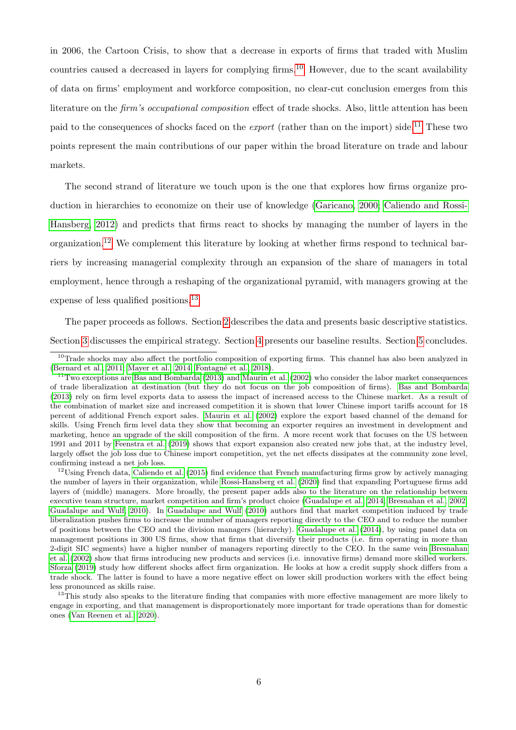in 2006, the Cartoon Crisis, to show that a decrease in exports of firms that traded with Muslim countries caused a decreased in layers for complying firms.[10] However, due to the scant availability of data on firms' employment and workforce composition, no clear-cut conclusion emerges from this literature on the *firm's occupational composition* effect of trade shocks. Also, little attention has been paid to the consequences of shocks faced on the *export* (rather than on the import) side.[11] These two points represent the main contributions of our paper within the broad literature on trade and labour markets.

The second strand of literature we touch upon is the one that explores how firms organize production in hierarchies to economize on their use of knowledge (Garicano, 2000; Caliendo and Rossi-Hansberg, 2012) and predicts that firms react to shocks by managing the number of layers in the organization.[12] We complement this literature by looking at whether firms respond to technical barriers by increasing managerial complexity through an expansion of the share of managers in total employment, hence through a reshaping of the organizational pyramid, with managers growing at the expense of less qualified positions.[13]

The paper proceeds as follows. Section 2 describes the data and presents basic descriptive statistics. Section 3 discusses the empirical strategy. Section 4 presents our baseline results. Section 5 concludes.

---

[10] Trade shocks may also affect the portfolio composition of exporting firms. This channel has also been analyzed in (Bernard et al., 2011; Mayer et al., 2014; Fontagné et al., 2018).

[11] Two exceptions are Bas and Bombarda (2013) and Maurin et al. (2002) who consider the labor market consequences of trade liberalization at destination (but they do not focus on the job composition of firms). Bas and Bombarda (2013) rely on firm level exports data to assess the impact of increased access to the Chinese market. As a result of the combination of market size and increased competition it is shown that lower Chinese import tariffs account for 18 percent of additional French export sales. Maurin et al. (2002) explore the export based channel of the demand for skills. Using French firm level data they show that becoming an exporter requires an investment in development and marketing, hence an upgrade of the skill composition of the firm. A more recent work that focuses on the US between 1991 and 2011 by Feenstra et al. (2019) shows that export expansion also created new jobs that, at the industry level, largely offset the job loss due to Chinese import competition, yet the net effects dissipates at the community zone level, confirming instead a net job loss.

[12] Using French data, Caliendo et al. (2015) find evidence that French manufacturing firms grow by actively managing the number of layers in their organization, while Rossi-Hansberg et al. (2020) find that expanding Portuguese firms add layers of (middle) managers. More broadly, the present paper adds also to the literature on the relationship between executive team structure, market competition and firm's product choice (Guadalupe et al., 2014; Bresnahan et al., 2002; Guadalupe and Wulf, 2010). In Guadalupe and Wulf (2010) authors find that market competition induced by trade liberalization pushes firms to increase the number of managers reporting directly to the CEO and to reduce the number of positions between the CEO and the division managers (hierarchy). Guadalupe et al. (2014), by using panel data on management positions in 300 US firms, show that firms that diversify their products (i.e. firm operating in more than 2-digit SIC segments) have a higher number of managers reporting directly to the CEO. In the same vein Bresnahan et al. (2002) show that firms introducing new products and services (i.e. innovative firms) demand more skilled workers. Sforza (2019) study how different shocks affect firm organization. He looks at how a credit supply shock differs from a trade shock. The latter is found to have a more negative effect on lower skill production workers with the effect being less pronounced as skills raise.

[13] This study also speaks to the literature finding that companies with more effective management are more likely to engage in exporting, and that management is disproportionately more important for trade operations than for domestic ones (Van Reenen et al., 2020).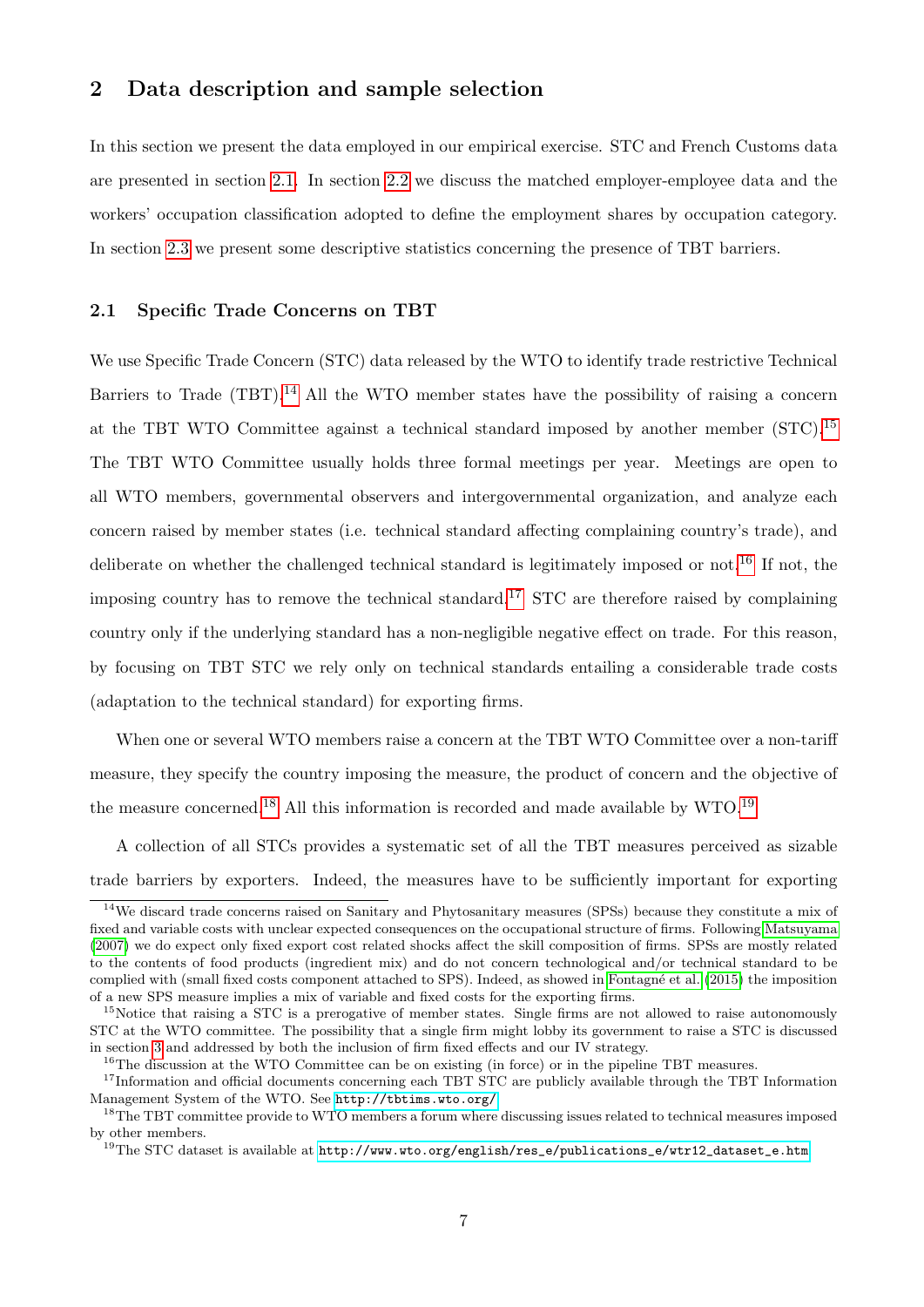## 2 Data description and sample selection

In this section we present the data employed in our empirical exercise. STC and French Customs data are presented in section 2.1. In section 2.2 we discuss the matched employer-employee data and the workers' occupation classification adopted to define the employment shares by occupation category. In section 2.3 we present some descriptive statistics concerning the presence of TBT barriers.

### 2.1 Specific Trade Concerns on TBT

We use Specific Trade Concern (STC) data released by the WTO to identify trade restrictive Technical Barriers to Trade (TBT).[14] All the WTO member states have the possibility of raising a concern at the TBT WTO Committee against a technical standard imposed by another member (STC).[15] The TBT WTO Committee usually holds three formal meetings per year. Meetings are open to all WTO members, governmental observers and intergovernmental organization, and analyze each concern raised by member states (i.e. technical standard affecting complaining country's trade), and deliberate on whether the challenged technical standard is legitimately imposed or not.[16] If not, the imposing country has to remove the technical standard.[17] STC are therefore raised by complaining country only if the underlying standard has a non-negligible negative effect on trade. For this reason, by focusing on TBT STC we rely only on technical standards entailing a considerable trade costs (adaptation to the technical standard) for exporting firms.

When one or several WTO members raise a concern at the TBT WTO Committee over a non-tariff measure, they specify the country imposing the measure, the product of concern and the objective of the measure concerned.[18] All this information is recorded and made available by WTO.[19]

A collection of all STCs provides a systematic set of all the TBT measures perceived as sizable trade barriers by exporters. Indeed, the measures have to be sufficiently important for exporting

[14] We discard trade concerns raised on Sanitary and Phytosanitary measures (SPSs) because they constitute a mix of fixed and variable costs with unclear expected consequences on the occupational structure of firms. Following Matsuyama (2007) we do expect only fixed export cost related shocks affect the skill composition of firms. SPSs are mostly related to the contents of food products (ingredient mix) and do not concern technological and/or technical standard to be complied with (small fixed costs component attached to SPS). Indeed, as showed in Fontagné et al. (2015) the imposition of a new SPS measure implies a mix of variable and fixed costs for the exporting firms.

[15] Notice that raising a STC is a prerogative of member states. Single firms are not allowed to raise autonomously STC at the WTO committee. The possibility that a single firm might lobby its government to raise a STC is discussed in section 3 and addressed by both the inclusion of firm fixed effects and our IV strategy.

[16] The discussion at the WTO Committee can be on existing (in force) or in the pipeline TBT measures.

[17] Information and official documents concerning each TBT STC are publicly available through the TBT Information Management System of the WTO. See http://tbtims.wto.org/

[18] The TBT committee provide to WTO members a forum where discussing issues related to technical measures imposed by other members.

[19] The STC dataset is available at http://www.wto.org/english/res_e/publications_e/wtr12_dataset_e.htm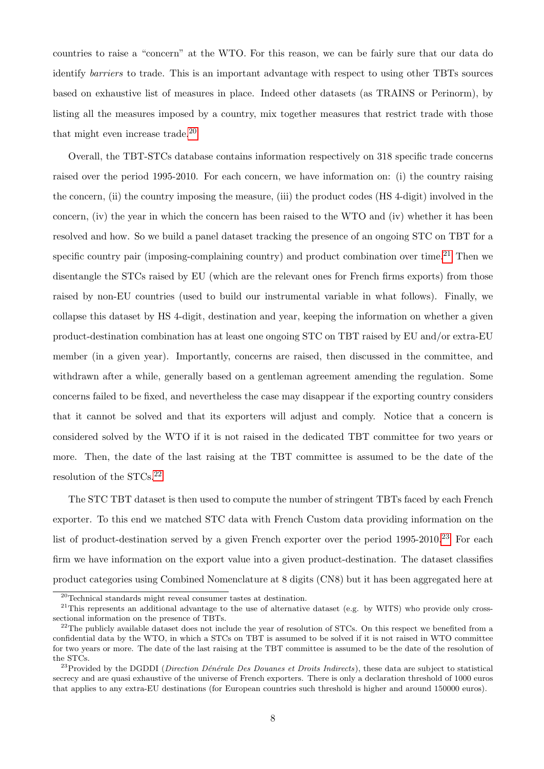countries to raise a "concern" at the WTO. For this reason, we can be fairly sure that our data do identify *barriers* to trade. This is an important advantage with respect to using other TBTs sources based on exhaustive list of measures in place. Indeed other datasets (as TRAINS or Perinorm), by listing all the measures imposed by a country, mix together measures that restrict trade with those that might even increase trade.[20]

Overall, the TBT-STCs database contains information respectively on 318 specific trade concerns raised over the period 1995-2010. For each concern, we have information on: (i) the country raising the concern, (ii) the country imposing the measure, (iii) the product codes (HS 4-digit) involved in the concern, (iv) the year in which the concern has been raised to the WTO and (iv) whether it has been resolved and how. So we build a panel dataset tracking the presence of an ongoing STC on TBT for a specific country pair (imposing-complaining country) and product combination over time.[21] Then we disentangle the STCs raised by EU (which are the relevant ones for French firms exports) from those raised by non-EU countries (used to build our instrumental variable in what follows). Finally, we collapse this dataset by HS 4-digit, destination and year, keeping the information on whether a given product-destination combination has at least one ongoing STC on TBT raised by EU and/or extra-EU member (in a given year). Importantly, concerns are raised, then discussed in the committee, and withdrawn after a while, generally based on a gentleman agreement amending the regulation. Some concerns failed to be fixed, and nevertheless the case may disappear if the exporting country considers that it cannot be solved and that its exporters will adjust and comply. Notice that a concern is considered solved by the WTO if it is not raised in the dedicated TBT committee for two years or more. Then, the date of the last raising at the TBT committee is assumed to be the date of the resolution of the STCs.[22]

The STC TBT dataset is then used to compute the number of stringent TBTs faced by each French exporter. To this end we matched STC data with French Custom data providing information on the list of product-destination served by a given French exporter over the period 1995-2010.[23] For each firm we have information on the export value into a given product-destination. The dataset classifies product categories using Combined Nomenclature at 8 digits (CN8) but it has been aggregated here at

[20] Technical standards might reveal consumer tastes at destination.

[21] This represents an additional advantage to the use of alternative dataset (e.g. by WITS) who provide only cross-sectional information on the presence of TBTs.

[22] The publicly available dataset does not include the year of resolution of STCs. On this respect we benefited from a confidential data by the WTO, in which a STCs on TBT is assumed to be solved if it is not raised in WTO committee for two years or more. The date of the last raising at the TBT committee is assumed to be the date of the resolution of the STCs.

[23] Provided by the DGDDI (*Direction Dénérale Des Douanes et Droits Indirects*), these data are subject to statistical secrecy and are quasi exhaustive of the universe of French exporters. There is only a declaration threshold of 1000 euros that applies to any extra-EU destinations (for European countries such threshold is higher and around 150000 euros).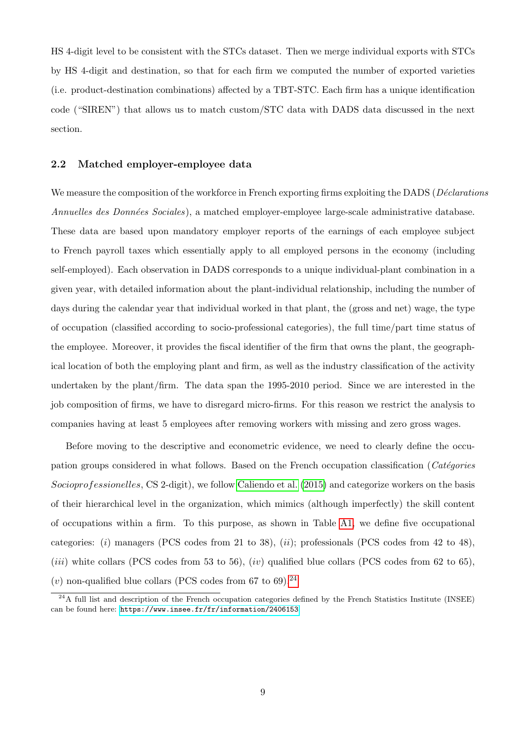HS 4-digit level to be consistent with the STCs dataset. Then we merge individual exports with STCs by HS 4-digit and destination, so that for each firm we computed the number of exported varieties (i.e. product-destination combinations) affected by a TBT-STC. Each firm has a unique identification code ("SIREN") that allows us to match custom/STC data with DADS data discussed in the next section.

### 2.2 Matched employer-employee data

We measure the composition of the workforce in French exporting firms exploiting the DADS (*Déclarations Annuelles des Données Sociales*), a matched employer-employee large-scale administrative database. These data are based upon mandatory employer reports of the earnings of each employee subject to French payroll taxes which essentially apply to all employed persons in the economy (including self-employed). Each observation in DADS corresponds to a unique individual-plant combination in a given year, with detailed information about the plant-individual relationship, including the number of days during the calendar year that individual worked in that plant, the (gross and net) wage, the type of occupation (classified according to socio-professional categories), the full time/part time status of the employee. Moreover, it provides the fiscal identifier of the firm that owns the plant, the geographical location of both the employing plant and firm, as well as the industry classification of the activity undertaken by the plant/firm. The data span the 1995-2010 period. Since we are interested in the job composition of firms, we have to disregard micro-firms. For this reason we restrict the analysis to companies having at least 5 employees after removing workers with missing and zero gross wages.

Before moving to the descriptive and econometric evidence, we need to clearly define the occupation groups considered in what follows. Based on the French occupation classification (*Catégories Socioprofessionelles*, CS 2-digit), we follow Caliendo et al. (2015) and categorize workers on the basis of their hierarchical level in the organization, which mimics (although imperfectly) the skill content of occupations within a firm. To this purpose, as shown in Table A1, we define five occupational categories: (*i*) managers (PCS codes from 21 to 38), (*ii*); professionals (PCS codes from 42 to 48), (*iii*) white collars (PCS codes from 53 to 56), (*iv*) qualified blue collars (PCS codes from 62 to 65), (*v*) non-qualified blue collars (PCS codes from 67 to 69).[24]

[24] A full list and description of the French occupation categories defined by the French Statistics Institute (INSEE) can be found here: https://www.insee.fr/fr/information/2406153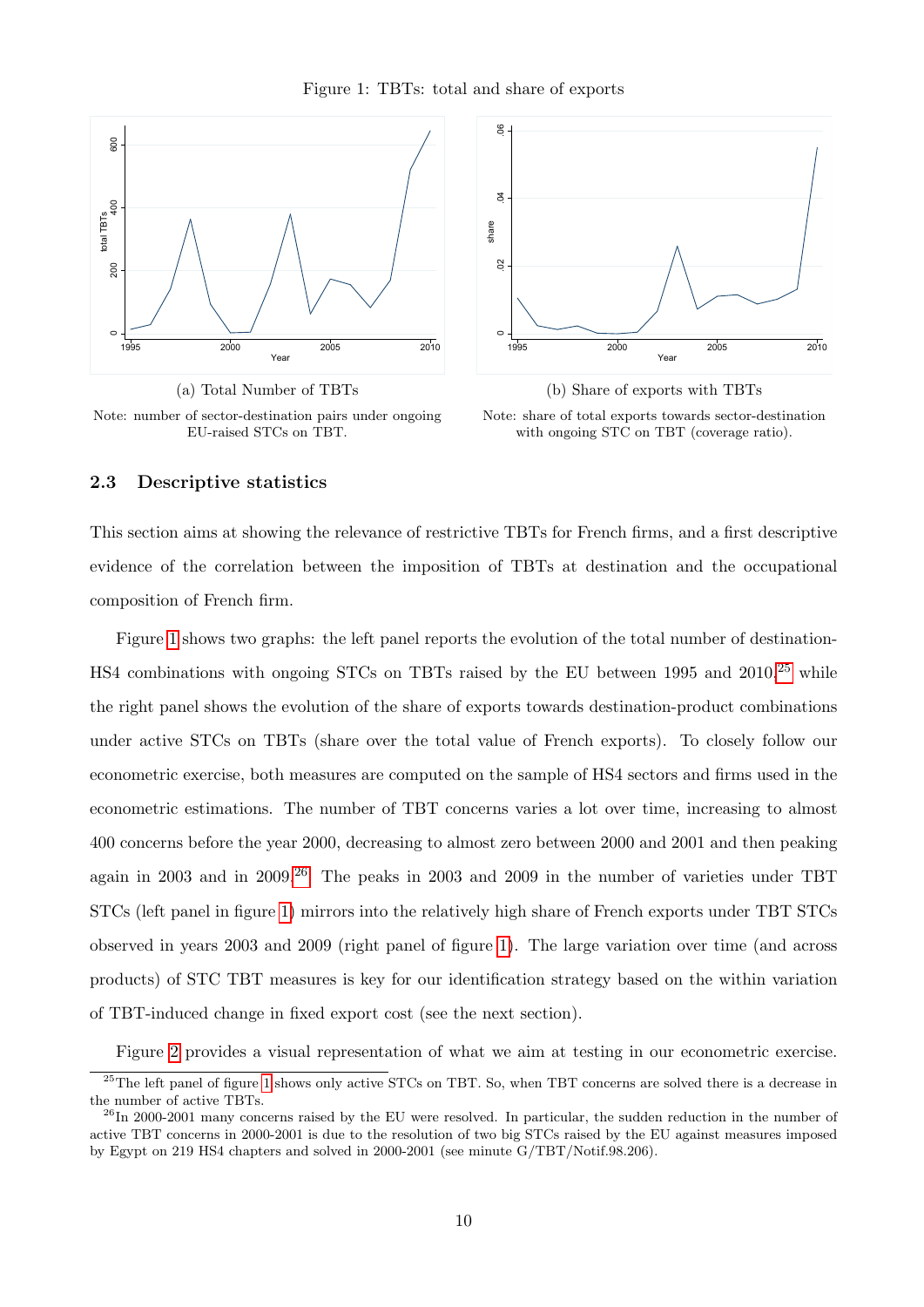Figure 1: TBTs: total and share of exports

(a) Total Number of TBTs

Note: number of sector-destination pairs under ongoing EU-raised STCs on TBT.

(b) Share of exports with TBTs

Note: share of total exports towards sector-destination with ongoing STC on TBT (coverage ratio).

### 2.3 Descriptive statistics

This section aims at showing the relevance of restrictive TBTs for French firms, and a first descriptive evidence of the correlation between the imposition of TBTs at destination and the occupational composition of French firm.

Figure 1 shows two graphs: the left panel reports the evolution of the total number of destination-HS4 combinations with ongoing STCs on TBTs raised by the EU between 1995 and 2010,[25] while the right panel shows the evolution of the share of exports towards destination-product combinations under active STCs on TBTs (share over the total value of French exports). To closely follow our econometric exercise, both measures are computed on the sample of HS4 sectors and firms used in the econometric estimations. The number of TBT concerns varies a lot over time, increasing to almost 400 concerns before the year 2000, decreasing to almost zero between 2000 and 2001 and then peaking again in 2003 and in 2009.[26] The peaks in 2003 and 2009 in the number of varieties under TBT STCs (left panel in figure 1) mirrors into the relatively high share of French exports under TBT STCs observed in years 2003 and 2009 (right panel of figure 1). The large variation over time (and across products) of STC TBT measures is key for our identification strategy based on the within variation of TBT-induced change in fixed export cost (see the next section).

Figure 2 provides a visual representation of what we aim at testing in our econometric exercise.

[25] The left panel of figure 1 shows only active STCs on TBT. So, when TBT concerns are solved there is a decrease in the number of active TBTs.

[26] In 2000-2001 many concerns raised by the EU were resolved. In particular, the sudden reduction in the number of active TBT concerns in 2000-2001 is due to the resolution of two big STCs raised by the EU against measures imposed by Egypt on 219 HS4 chapters and solved in 2000-2001 (see minute G/TBT/Notif.98.206).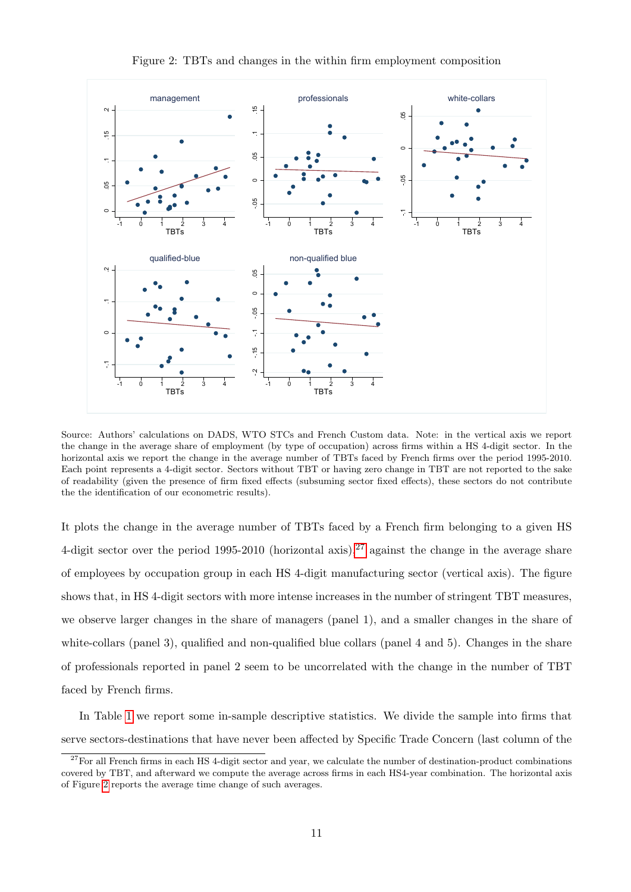Figure 2: TBTs and changes in the within firm employment composition

Source: Authors' calculations on DADS, WTO STCs and French Custom data. Note: in the vertical axis we report the change in the average share of employment (by type of occupation) across firms within a HS 4-digit sector. In the horizontal axis we report the change in the average number of TBTs faced by French firms over the period 1995-2010. Each point represents a 4-digit sector. Sectors without TBT or having zero change in TBT are not reported to the sake of readability (given the presence of firm fixed effects (subsuming sector fixed effects), these sectors do not contribute the the identification of our econometric results).

It plots the change in the average number of TBTs faced by a French firm belonging to a given HS 4-digit sector over the period 1995-2010 (horizontal axis),[27] against the change in the average share of employees by occupation group in each HS 4-digit manufacturing sector (vertical axis). The figure shows that, in HS 4-digit sectors with more intense increases in the number of stringent TBT measures, we observe larger changes in the share of managers (panel 1), and a smaller changes in the share of white-collars (panel 3), qualified and non-qualified blue collars (panel 4 and 5). Changes in the share of professionals reported in panel 2 seem to be uncorrelated with the change in the number of TBT faced by French firms.

In Table 1 we report some in-sample descriptive statistics. We divide the sample into firms that serve sectors-destinations that have never been affected by Specific Trade Concern (last column of the

[27] For all French firms in each HS 4-digit sector and year, we calculate the number of destination-product combinations covered by TBT, and afterward we compute the average across firms in each HS4-year combination. The horizontal axis of Figure 2 reports the average time change of such averages.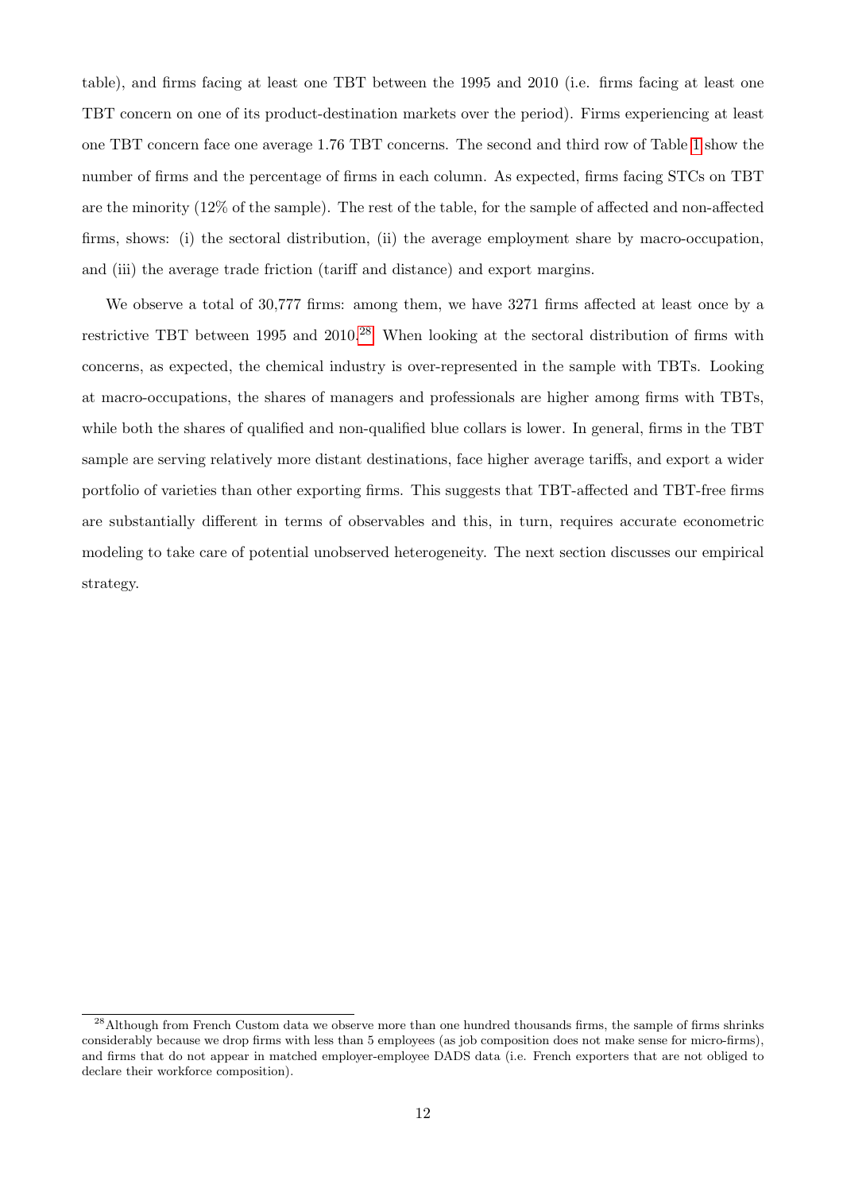table), and firms facing at least one TBT between the 1995 and 2010 (i.e. firms facing at least one TBT concern on one of its product-destination markets over the period). Firms experiencing at least one TBT concern face one average 1.76 TBT concerns. The second and third row of Table 1 show the number of firms and the percentage of firms in each column. As expected, firms facing STCs on TBT are the minority (12% of the sample). The rest of the table, for the sample of affected and non-affected firms, shows: (i) the sectoral distribution, (ii) the average employment share by macro-occupation, and (iii) the average trade friction (tariff and distance) and export margins.

We observe a total of 30,777 firms: among them, we have 3271 firms affected at least once by a restrictive TBT between 1995 and 2010.[28] When looking at the sectoral distribution of firms with concerns, as expected, the chemical industry is over-represented in the sample with TBTs. Looking at macro-occupations, the shares of managers and professionals are higher among firms with TBTs, while both the shares of qualified and non-qualified blue collars is lower. In general, firms in the TBT sample are serving relatively more distant destinations, face higher average tariffs, and export a wider portfolio of varieties than other exporting firms. This suggests that TBT-affected and TBT-free firms are substantially different in terms of observables and this, in turn, requires accurate econometric modeling to take care of potential unobserved heterogeneity. The next section discusses our empirical strategy.

[28] Although from French Custom data we observe more than one hundred thousands firms, the sample of firms shrinks considerably because we drop firms with less than 5 employees (as job composition does not make sense for micro-firms), and firms that do not appear in matched employer-employee DADS data (i.e. French exporters that are not obliged to declare their workforce composition).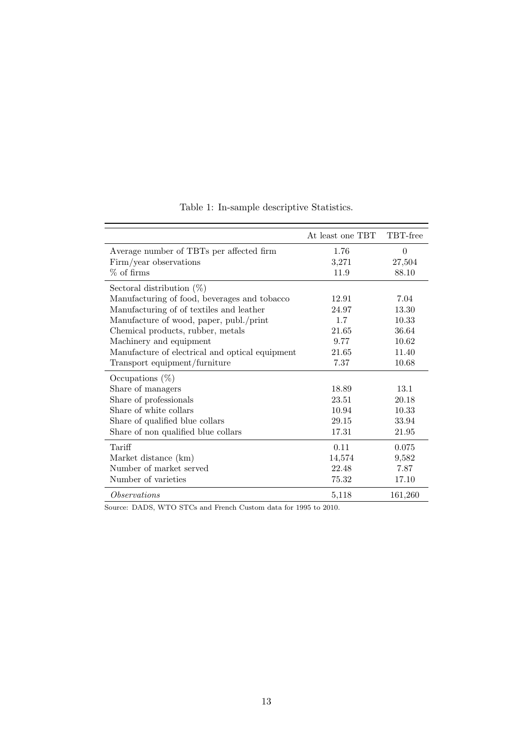Table 1: In-sample descriptive Statistics.

| | At least one TBT | TBT-free |
|---|---|---|
| Average number of TBTs per affected firm | 1.76 | 0 |
| Firm/year observations | 3,271 | 27,504 |
| % of firms | 11.9 | 88.10 |
| Sectoral distribution (%) | | |
| Manufacturing of food, beverages and tobacco | 12.91 | 7.04 |
| Manufacturing of of textiles and leather | 24.97 | 13.30 |
| Manufacture of wood, paper, publ./print | 1.7 | 10.33 |
| Chemical products, rubber, metals | 21.65 | 36.64 |
| Machinery and equipment | 9.77 | 10.62 |
| Manufacture of electrical and optical equipment | 21.65 | 11.40 |
| Transport equipment/furniture | 7.37 | 10.68 |
| Occupations (%) | | |
| Share of managers | 18.89 | 13.1 |
| Share of professionals | 23.51 | 20.18 |
| Share of white collars | 10.94 | 10.33 |
| Share of qualified blue collars | 29.15 | 33.94 |
| Share of non qualified blue collars | 17.31 | 21.95 |
| Tariff | 0.11 | 0.075 |
| Market distance (km) | 14,574 | 9,582 |
| Number of market served | 22.48 | 7.87 |
| Number of varieties | 75.32 | 17.10 |
| *Observations* | 5,118 | 161,260 |

Source: DADS, WTO STCs and French Custom data for 1995 to 2010.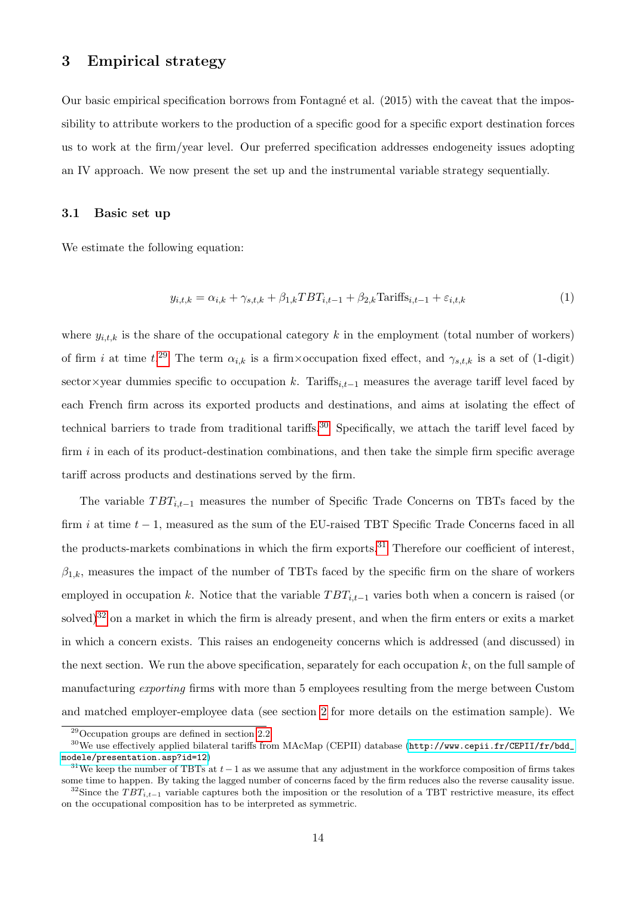## 3 Empirical strategy

Our basic empirical specification borrows from Fontagné et al. (2015) with the caveat that the impossibility to attribute workers to the production of a specific good for a specific export destination forces us to work at the firm/year level. Our preferred specification addresses endogeneity issues adopting an IV approach. We now present the set up and the instrumental variable strategy sequentially.

### 3.1 Basic set up

We estimate the following equation:

$$y_{i,t,k} = \alpha_{i,k} + \gamma_{s,t,k} + \beta_{1,k} TBT_{i,t-1} + \beta_{2,k} \text{Tariffs}_{i,t-1} + \varepsilon_{i,t,k} \quad (1)$$

where $y_{i,t,k}$ is the share of the occupational category $k$ in the employment (total number of workers) of firm $i$ at time $t$.[29] The term $\alpha_{i,k}$ is a firm×occupation fixed effect, and $\gamma_{s,t,k}$ is a set of (1-digit) sector×year dummies specific to occupation $k$. $\text{Tariffs}_{i,t-1}$ measures the average tariff level faced by each French firm across its exported products and destinations, and aims at isolating the effect of technical barriers to trade from traditional tariffs.[30] Specifically, we attach the tariff level faced by firm $i$ in each of its product-destination combinations, and then take the simple firm specific average tariff across products and destinations served by the firm.

The variable $TBT_{i,t-1}$ measures the number of Specific Trade Concerns on TBTs faced by the firm $i$ at time $t-1$, measured as the sum of the EU-raised TBT Specific Trade Concerns faced in all the products-markets combinations in which the firm exports.[31] Therefore our coefficient of interest, $\beta_{1,k}$, measures the impact of the number of TBTs faced by the specific firm on the share of workers employed in occupation $k$. Notice that the variable $TBT_{i,t-1}$ varies both when a concern is raised (or solved)[32] on a market in which the firm is already present, and when the firm enters or exits a market in which a concern exists. This raises an endogeneity concerns which is addressed (and discussed) in the next section. We run the above specification, separately for each occupation $k$, on the full sample of manufacturing *exporting* firms with more than 5 employees resulting from the merge between Custom and matched employer-employee data (see section 2 for more details on the estimation sample). We

[29] Occupation groups are defined in section 2.2.

[30] We use effectively applied bilateral tariffs from MAcMap (CEPII) database (http://www.cepii.fr/CEPII/fr/bdd_modele/presentation.asp?id=12)

[31] We keep the number of TBTs at $t-1$ as we assume that any adjustment in the workforce composition of firms takes some time to happen. By taking the lagged number of concerns faced by the firm reduces also the reverse causality issue.

[32] Since the $TBT_{i,t-1}$ variable captures both the imposition or the resolution of a TBT restrictive measure, its effect on the occupational composition has to be interpreted as symmetric.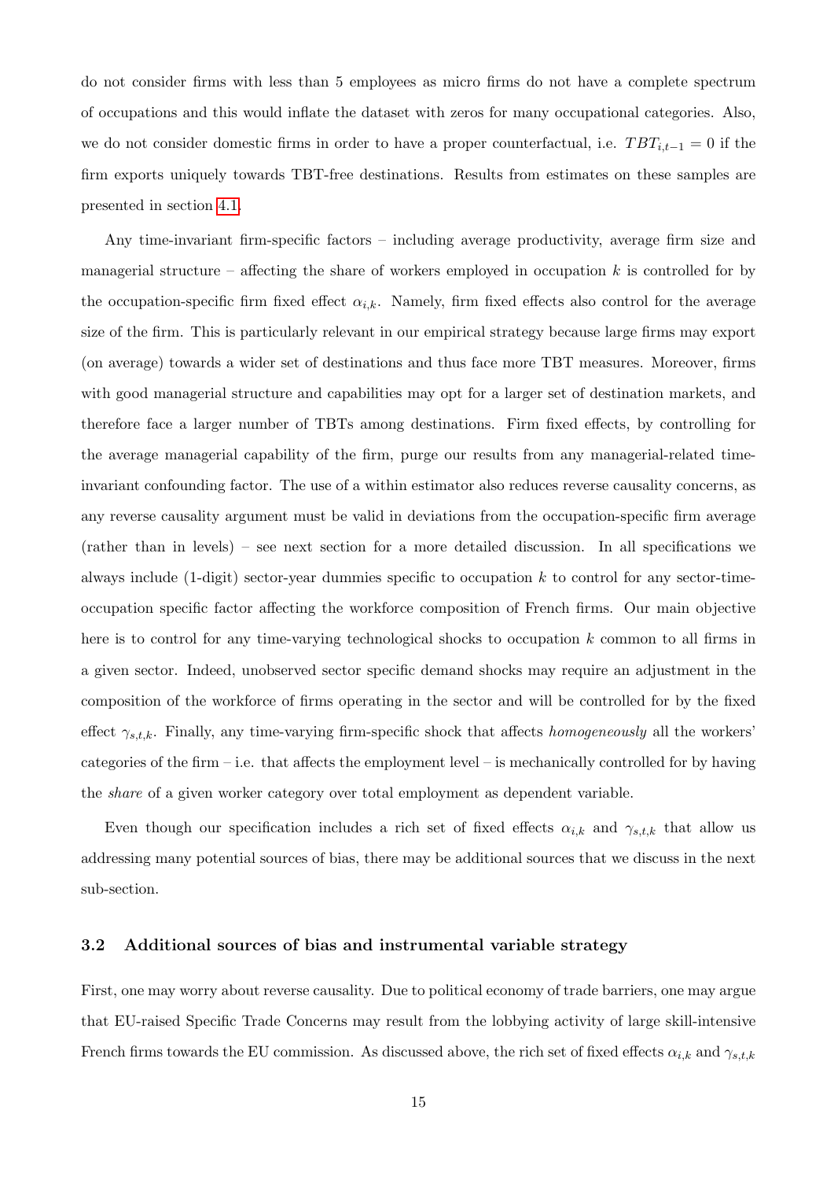do not consider firms with less than 5 employees as micro firms do not have a complete spectrum of occupations and this would inflate the dataset with zeros for many occupational categories. Also, we do not consider domestic firms in order to have a proper counterfactual, i.e. $TBT_{i,t-1} = 0$ if the firm exports uniquely towards TBT-free destinations. Results from estimates on these samples are presented in section 4.1.

Any time-invariant firm-specific factors – including average productivity, average firm size and managerial structure – affecting the share of workers employed in occupation $k$ is controlled for by the occupation-specific firm fixed effect $\alpha_{i,k}$. Namely, firm fixed effects also control for the average size of the firm. This is particularly relevant in our empirical strategy because large firms may export (on average) towards a wider set of destinations and thus face more TBT measures. Moreover, firms with good managerial structure and capabilities may opt for a larger set of destination markets, and therefore face a larger number of TBTs among destinations. Firm fixed effects, by controlling for the average managerial capability of the firm, purge our results from any managerial-related time-invariant confounding factor. The use of a within estimator also reduces reverse causality concerns, as any reverse causality argument must be valid in deviations from the occupation-specific firm average (rather than in levels) – see next section for a more detailed discussion. In all specifications we always include (1-digit) sector-year dummies specific to occupation $k$ to control for any sector-time-occupation specific factor affecting the workforce composition of French firms. Our main objective here is to control for any time-varying technological shocks to occupation $k$ common to all firms in a given sector. Indeed, unobserved sector specific demand shocks may require an adjustment in the composition of the workforce of firms operating in the sector and will be controlled for by the fixed effect $\gamma_{s,t,k}$. Finally, any time-varying firm-specific shock that affects *homogeneously* all the workers' categories of the firm – i.e. that affects the employment level – is mechanically controlled for by having the *share* of a given worker category over total employment as dependent variable.

Even though our specification includes a rich set of fixed effects $\alpha_{i,k}$ and $\gamma_{s,t,k}$ that allow us addressing many potential sources of bias, there may be additional sources that we discuss in the next sub-section.

### 3.2 Additional sources of bias and instrumental variable strategy

First, one may worry about reverse causality. Due to political economy of trade barriers, one may argue that EU-raised Specific Trade Concerns may result from the lobbying activity of large skill-intensive French firms towards the EU commission. As discussed above, the rich set of fixed effects $\alpha_{i,k}$ and $\gamma_{s,t,k}$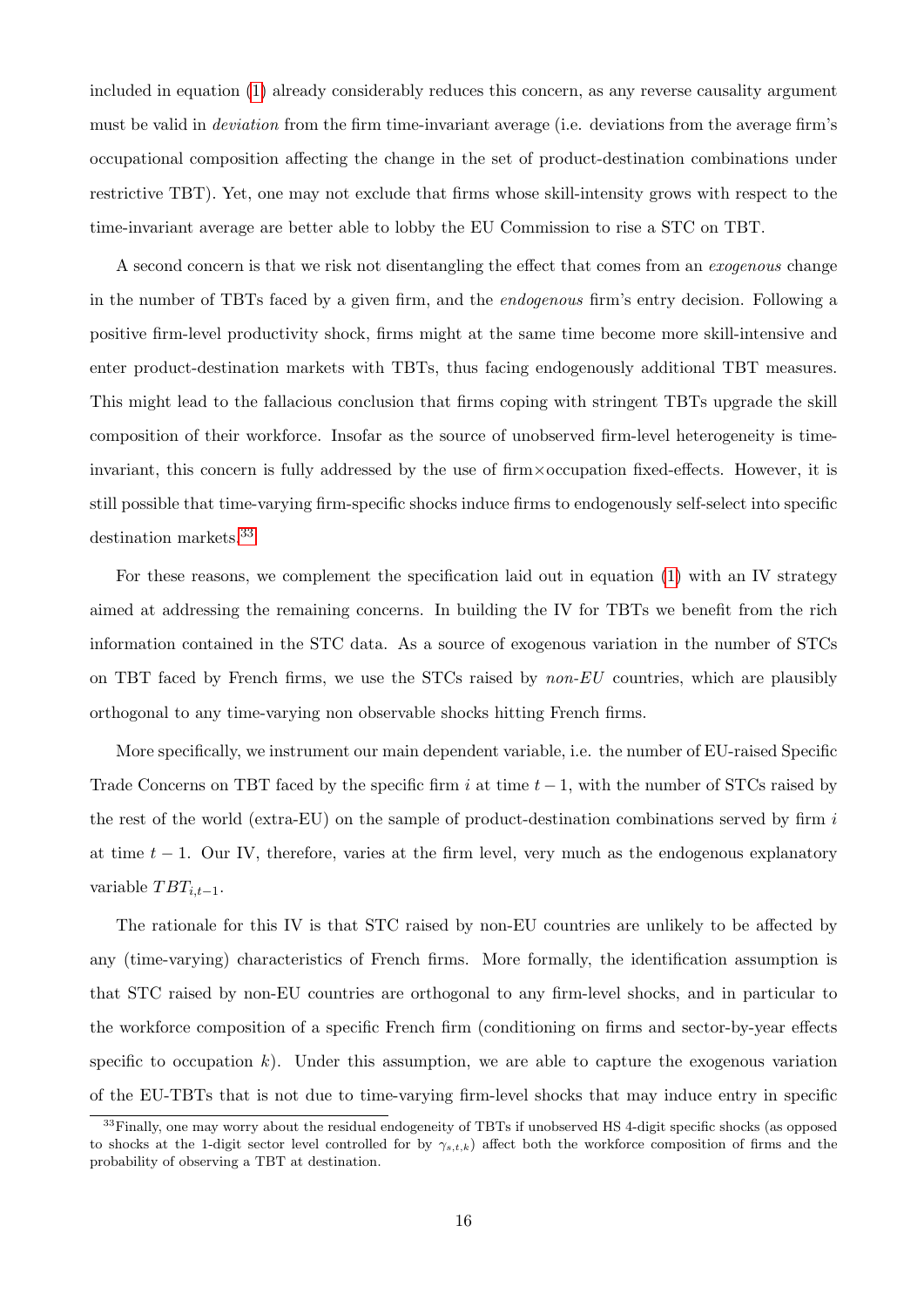included in equation (1) already considerably reduces this concern, as any reverse causality argument must be valid in *deviation* from the firm time-invariant average (i.e. deviations from the average firm's occupational composition affecting the change in the set of product-destination combinations under restrictive TBT). Yet, one may not exclude that firms whose skill-intensity grows with respect to the time-invariant average are better able to lobby the EU Commission to rise a STC on TBT.

A second concern is that we risk not disentangling the effect that comes from an *exogenous* change in the number of TBTs faced by a given firm, and the *endogenous* firm's entry decision. Following a positive firm-level productivity shock, firms might at the same time become more skill-intensive and enter product-destination markets with TBTs, thus facing endogenously additional TBT measures. This might lead to the fallacious conclusion that firms coping with stringent TBTs upgrade the skill composition of their workforce. Insofar as the source of unobserved firm-level heterogeneity is time-invariant, this concern is fully addressed by the use of firm×occupation fixed-effects. However, it is still possible that time-varying firm-specific shocks induce firms to endogenously self-select into specific destination markets.[33]

For these reasons, we complement the specification laid out in equation (1) with an IV strategy aimed at addressing the remaining concerns. In building the IV for TBTs we benefit from the rich information contained in the STC data. As a source of exogenous variation in the number of STCs on TBT faced by French firms, we use the STCs raised by *non-EU* countries, which are plausibly orthogonal to any time-varying non observable shocks hitting French firms.

More specifically, we instrument our main dependent variable, i.e. the number of EU-raised Specific Trade Concerns on TBT faced by the specific firm $i$ at time $t-1$, with the number of STCs raised by the rest of the world (extra-EU) on the sample of product-destination combinations served by firm $i$ at time $t-1$. Our IV, therefore, varies at the firm level, very much as the endogenous explanatory variable $TBT_{i,t-1}$.

The rationale for this IV is that STC raised by non-EU countries are unlikely to be affected by any (time-varying) characteristics of French firms. More formally, the identification assumption is that STC raised by non-EU countries are orthogonal to any firm-level shocks, and in particular to the workforce composition of a specific French firm (conditioning on firms and sector-by-year effects specific to occupation $k$). Under this assumption, we are able to capture the exogenous variation of the EU-TBTs that is not due to time-varying firm-level shocks that may induce entry in specific

[33] Finally, one may worry about the residual endogeneity of TBTs if unobserved HS 4-digit specific shocks (as opposed to shocks at the 1-digit sector level controlled for by $\gamma_{s,t,k}$) affect both the workforce composition of firms and the probability of observing a TBT at destination.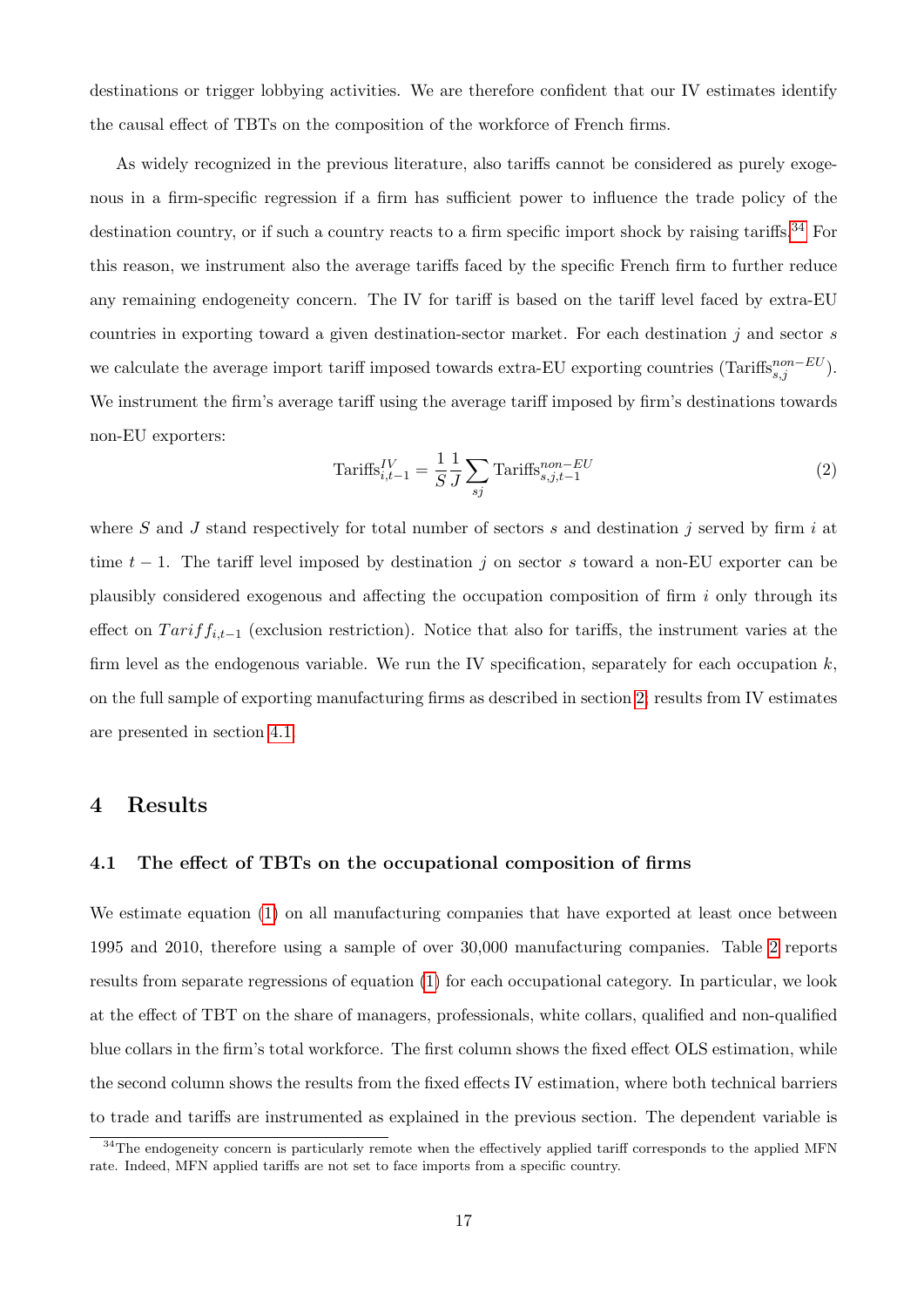destinations or trigger lobbying activities. We are therefore confident that our IV estimates identify the causal effect of TBTs on the composition of the workforce of French firms.

As widely recognized in the previous literature, also tariffs cannot be considered as purely exogenous in a firm-specific regression if a firm has sufficient power to influence the trade policy of the destination country, or if such a country reacts to a firm specific import shock by raising tariffs.[34] For this reason, we instrument also the average tariffs faced by the specific French firm to further reduce any remaining endogeneity concern. The IV for tariff is based on the tariff level faced by extra-EU countries in exporting toward a given destination-sector market. For each destination $j$ and sector $s$ we calculate the average import tariff imposed towards extra-EU exporting countries ($\text{Tariffs}^{non-EU}_{s,j}$). We instrument the firm's average tariff using the average tariff imposed by firm's destinations towards non-EU exporters:

$$\text{Tariffs}^{IV}_{i,t-1} = \frac{1}{S}\frac{1}{J}\sum_{sj}\text{Tariffs}^{non-EU}_{s,j,t-1} \tag{2}$$

where $S$ and $J$ stand respectively for total number of sectors $s$ and destination $j$ served by firm $i$ at time $t-1$. The tariff level imposed by destination $j$ on sector $s$ toward a non-EU exporter can be plausibly considered exogenous and affecting the occupation composition of firm $i$ only through its effect on $Tariff_{i,t-1}$ (exclusion restriction). Notice that also for tariffs, the instrument varies at the firm level as the endogenous variable. We run the IV specification, separately for each occupation $k$, on the full sample of exporting manufacturing firms as described in section 2; results from IV estimates are presented in section 4.1.

# 4 Results

## 4.1 The effect of TBTs on the occupational composition of firms

We estimate equation (1) on all manufacturing companies that have exported at least once between 1995 and 2010, therefore using a sample of over 30,000 manufacturing companies. Table 2 reports results from separate regressions of equation (1) for each occupational category. In particular, we look at the effect of TBT on the share of managers, professionals, white collars, qualified and non-qualified blue collars in the firm's total workforce. The first column shows the fixed effect OLS estimation, while the second column shows the results from the fixed effects IV estimation, where both technical barriers to trade and tariffs are instrumented as explained in the previous section. The dependent variable is

[34] The endogeneity concern is particularly remote when the effectively applied tariff corresponds to the applied MFN rate. Indeed, MFN applied tariffs are not set to face imports from a specific country.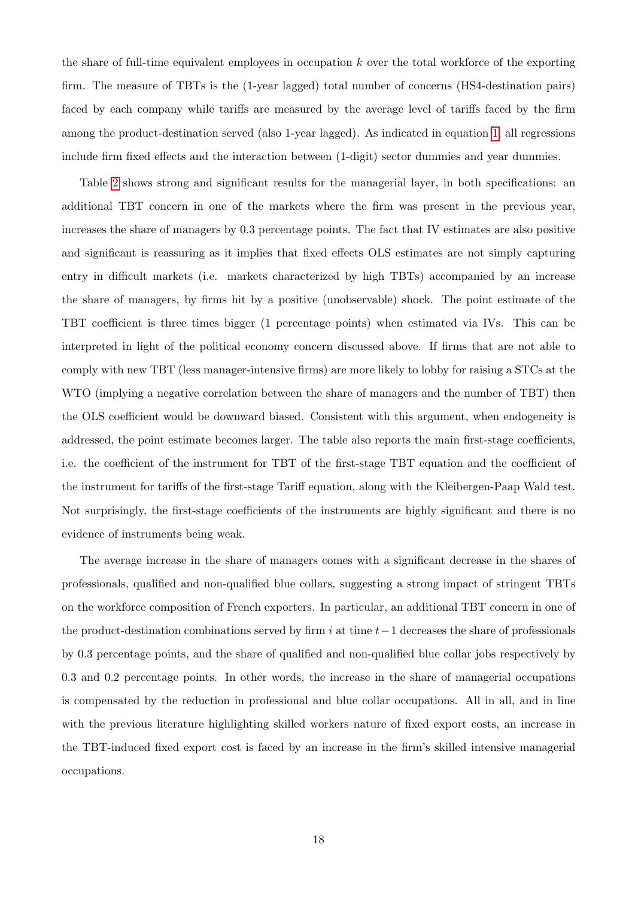the share of full-time equivalent employees in occupation $k$ over the total workforce of the exporting firm. The measure of TBTs is the (1-year lagged) total number of concerns (HS4-destination pairs) faced by each company while tariffs are measured by the average level of tariffs faced by the firm among the product-destination served (also 1-year lagged). As indicated in equation 1, all regressions include firm fixed effects and the interaction between (1-digit) sector dummies and year dummies.

Table 2 shows strong and significant results for the managerial layer, in both specifications: an additional TBT concern in one of the markets where the firm was present in the previous year, increases the share of managers by 0.3 percentage points. The fact that IV estimates are also positive and significant is reassuring as it implies that fixed effects OLS estimates are not simply capturing entry in difficult markets (i.e. markets characterized by high TBTs) accompanied by an increase the share of managers, by firms hit by a positive (unobservable) shock. The point estimate of the TBT coefficient is three times bigger (1 percentage points) when estimated via IVs. This can be interpreted in light of the political economy concern discussed above. If firms that are not able to comply with new TBT (less manager-intensive firms) are more likely to lobby for raising a STCs at the WTO (implying a negative correlation between the share of managers and the number of TBT) then the OLS coefficient would be downward biased. Consistent with this argument, when endogeneity is addressed, the point estimate becomes larger. The table also reports the main first-stage coefficients, i.e. the coefficient of the instrument for TBT of the first-stage TBT equation and the coefficient of the instrument for tariffs of the first-stage Tariff equation, along with the Kleibergen-Paap Wald test. Not surprisingly, the first-stage coefficients of the instruments are highly significant and there is no evidence of instruments being weak.

The average increase in the share of managers comes with a significant decrease in the shares of professionals, qualified and non-qualified blue collars, suggesting a strong impact of stringent TBTs on the workforce composition of French exporters. In particular, an additional TBT concern in one of the product-destination combinations served by firm $i$ at time $t-1$ decreases the share of professionals by 0.3 percentage points, and the share of qualified and non-qualified blue collar jobs respectively by 0.3 and 0.2 percentage points. In other words, the increase in the share of managerial occupations is compensated by the reduction in professional and blue collar occupations. All in all, and in line with the previous literature highlighting skilled workers nature of fixed export costs, an increase in the TBT-induced fixed export cost is faced by an increase in the firm's skilled intensive managerial occupations.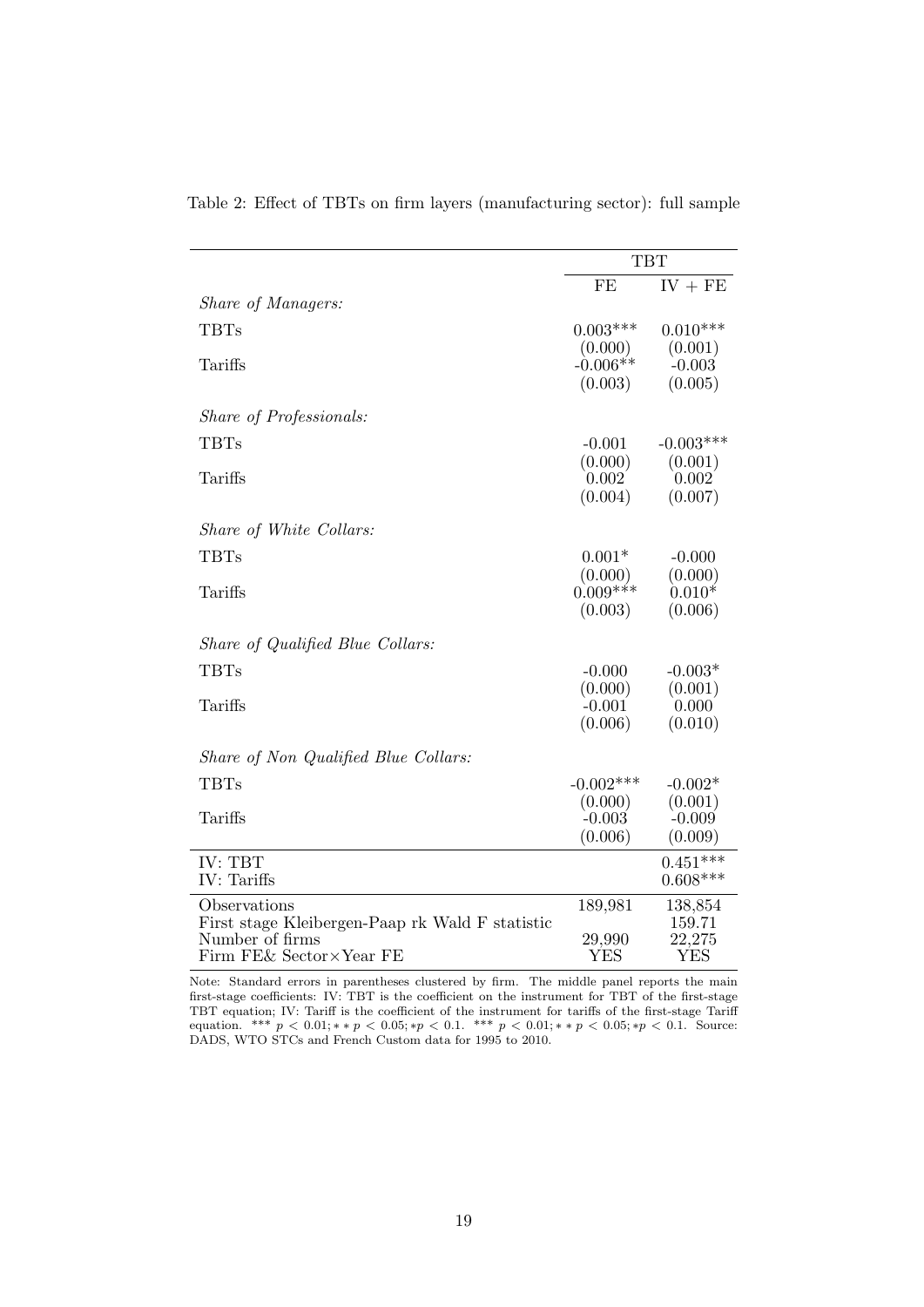Table 2: Effect of TBTs on firm layers (manufacturing sector): full sample

| | TBT | |
|---|---|---|
| | FE | IV + FE |
| *Share of Managers:* | | |
| TBTs | 0.003*** | 0.010*** |
| | (0.000) | (0.001) |
| Tariffs | -0.006** | -0.003 |
| | (0.003) | (0.005) |
| *Share of Professionals:* | | |
| TBTs | -0.001 | -0.003*** |
| | (0.000) | (0.001) |
| Tariffs | 0.002 | 0.002 |
| | (0.004) | (0.007) |
| *Share of White Collars:* | | |
| TBTs | 0.001* | -0.000 |
| | (0.000) | (0.000) |
| Tariffs | 0.009*** | 0.010* |
| | (0.003) | (0.006) |
| *Share of Qualified Blue Collars:* | | |
| TBTs | -0.000 | -0.003* |
| | (0.000) | (0.001) |
| Tariffs | -0.001 | 0.000 |
| | (0.006) | (0.010) |
| *Share of Non Qualified Blue Collars:* | | |
| TBTs | -0.002*** | -0.002* |
| | (0.000) | (0.001) |
| Tariffs | -0.003 | -0.009 |
| | (0.006) | (0.009) |
| IV: TBT | | 0.451*** |
| IV: Tariffs | | 0.608*** |
| Observations | 189,981 | 138,854 |
| First stage Kleibergen-Paap rk Wald F statistic | | 159.71 |
| Number of firms | 29,990 | 22,275 |
| Firm FE& Sector×Year FE | YES | YES |

Note: Standard errors in parentheses clustered by firm. The middle panel reports the main first-stage coefficients: IV: TBT is the coefficient on the instrument for TBT of the first-stage TBT equation; IV: Tariff is the coefficient of the instrument for tariffs of the first-stage Tariff equation. *** $p < 0.01; ** p < 0.05; *p < 0.1$. *** $p < 0.01; ** p < 0.05; *p < 0.1$. Source: DADS, WTO STCs and French Custom data for 1995 to 2010.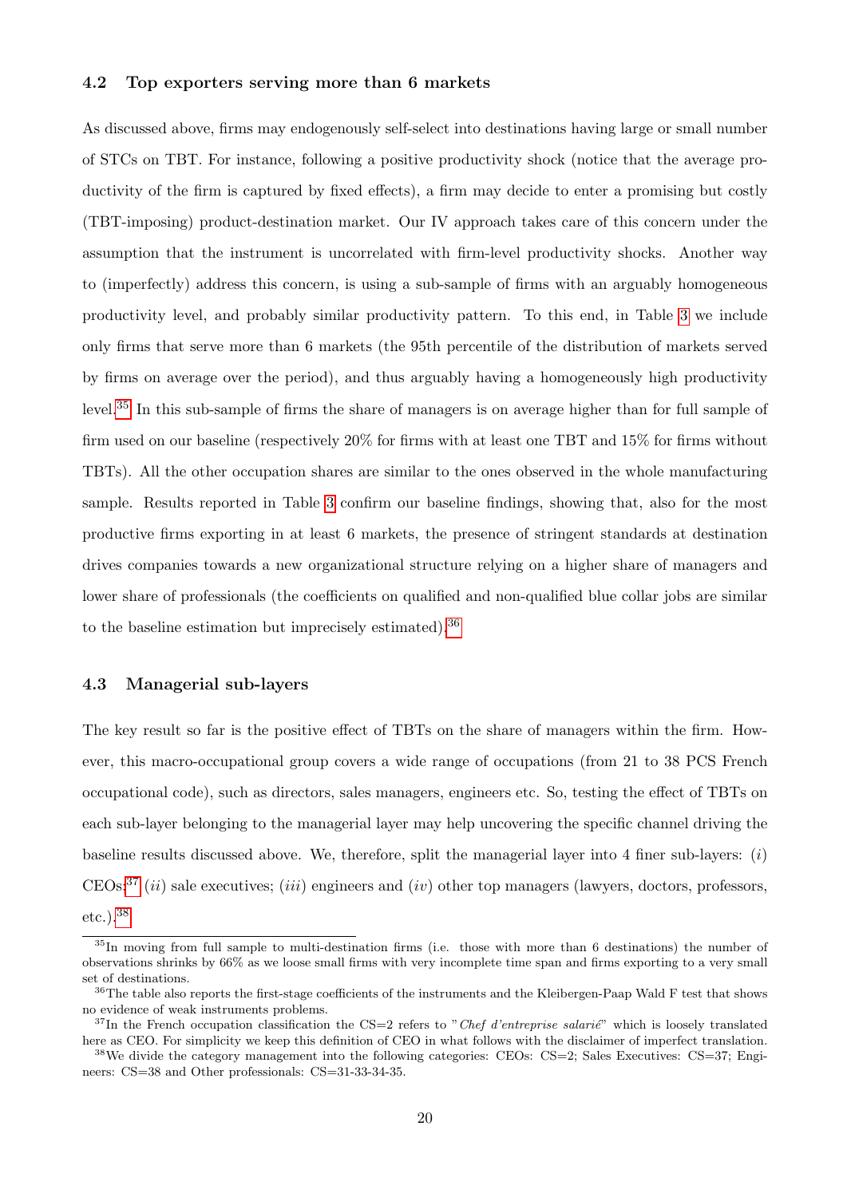### 4.2 Top exporters serving more than 6 markets

As discussed above, firms may endogenously self-select into destinations having large or small number of STCs on TBT. For instance, following a positive productivity shock (notice that the average productivity of the firm is captured by fixed effects), a firm may decide to enter a promising but costly (TBT-imposing) product-destination market. Our IV approach takes care of this concern under the assumption that the instrument is uncorrelated with firm-level productivity shocks. Another way to (imperfectly) address this concern, is using a sub-sample of firms with an arguably homogeneous productivity level, and probably similar productivity pattern. To this end, in Table 3 we include only firms that serve more than 6 markets (the 95th percentile of the distribution of markets served by firms on average over the period), and thus arguably having a homogeneously high productivity level.[35] In this sub-sample of firms the share of managers is on average higher than for full sample of firm used on our baseline (respectively 20% for firms with at least one TBT and 15% for firms without TBTs). All the other occupation shares are similar to the ones observed in the whole manufacturing sample. Results reported in Table 3 confirm our baseline findings, showing that, also for the most productive firms exporting in at least 6 markets, the presence of stringent standards at destination drives companies towards a new organizational structure relying on a higher share of managers and lower share of professionals (the coefficients on qualified and non-qualified blue collar jobs are similar to the baseline estimation but imprecisely estimated).[36]

### 4.3 Managerial sub-layers

The key result so far is the positive effect of TBTs on the share of managers within the firm. However, this macro-occupational group covers a wide range of occupations (from 21 to 38 PCS French occupational code), such as directors, sales managers, engineers etc. So, testing the effect of TBTs on each sub-layer belonging to the managerial layer may help uncovering the specific channel driving the baseline results discussed above. We, therefore, split the managerial layer into 4 finer sub-layers: (*i*) CEOs;[37] (*ii*) sale executives; (*iii*) engineers and (*iv*) other top managers (lawyers, doctors, professors, etc.).[38]

[35] In moving from full sample to multi-destination firms (i.e. those with more than 6 destinations) the number of observations shrinks by 66% as we loose small firms with very incomplete time span and firms exporting to a very small set of destinations.

[36] The table also reports the first-stage coefficients of the instruments and the Kleibergen-Paap Wald F test that shows no evidence of weak instruments problems.

[37] In the French occupation classification the CS=2 refers to "*Chef d'entreprise salarié*" which is loosely translated here as CEO. For simplicity we keep this definition of CEO in what follows with the disclaimer of imperfect translation.

[38] We divide the category management into the following categories: CEOs: CS=2; Sales Executives: CS=37; Engineers: CS=38 and Other professionals: CS=31-33-34-35.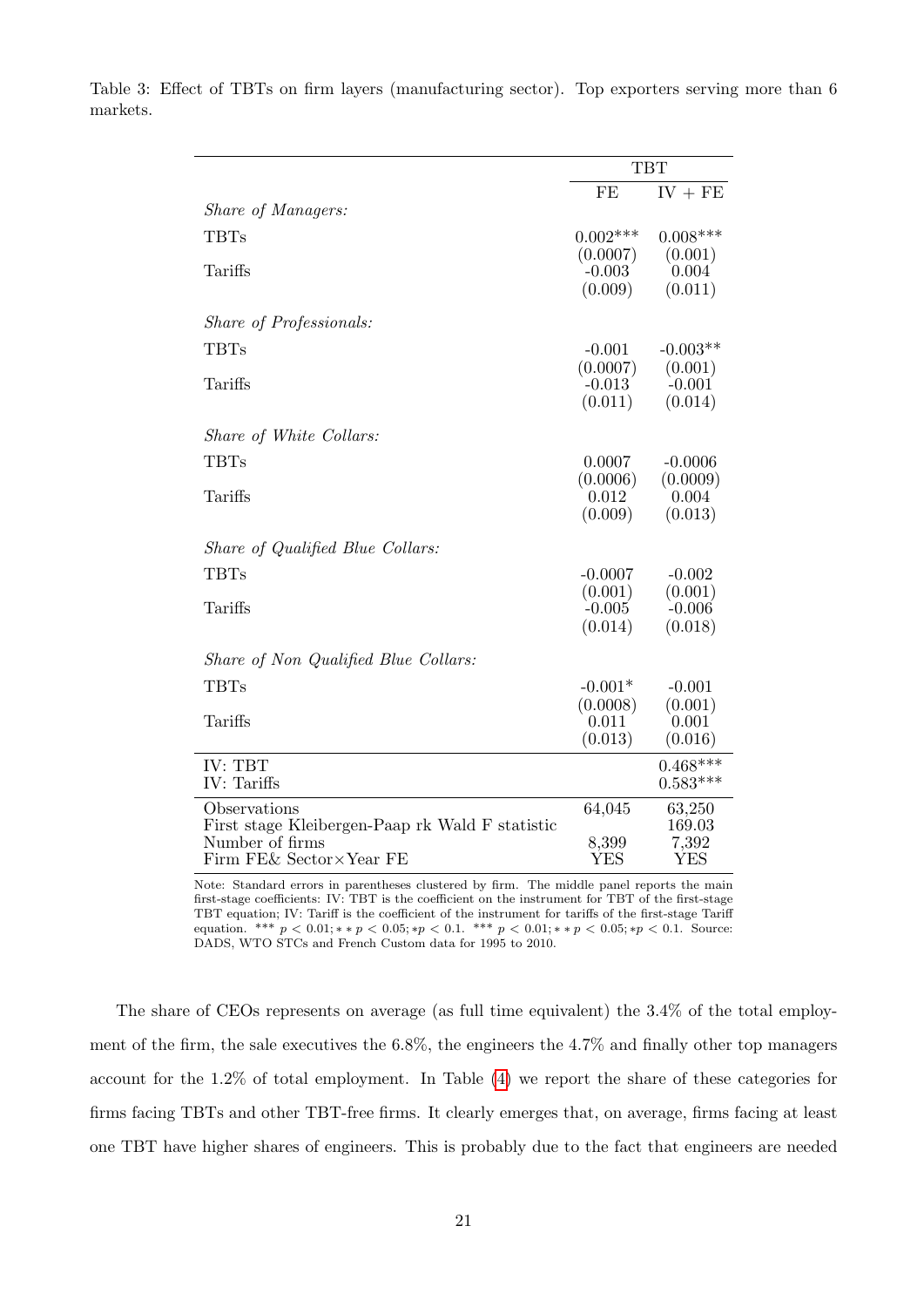Table 3: Effect of TBTs on firm layers (manufacturing sector). Top exporters serving more than 6 markets.

| | TBT | |
|---|---|---|
| | FE | IV + FE |
| *Share of Managers:* | | |
| TBTs | 0.002*** | 0.008*** |
| | (0.0007) | (0.001) |
| Tariffs | -0.003 | 0.004 |
| | (0.009) | (0.011) |
| *Share of Professionals:* | | |
| TBTs | -0.001 | -0.003** |
| | (0.0007) | (0.001) |
| Tariffs | -0.013 | -0.001 |
| | (0.011) | (0.014) |
| *Share of White Collars:* | | |
| TBTs | 0.0007 | -0.0006 |
| | (0.0006) | (0.0009) |
| Tariffs | 0.012 | 0.004 |
| | (0.009) | (0.013) |
| *Share of Qualified Blue Collars:* | | |
| TBTs | -0.0007 | -0.002 |
| | (0.001) | (0.001) |
| Tariffs | -0.005 | -0.006 |
| | (0.014) | (0.018) |
| *Share of Non Qualified Blue Collars:* | | |
| TBTs | -0.001* | -0.001 |
| | (0.0008) | (0.001) |
| Tariffs | 0.011 | 0.001 |
| | (0.013) | (0.016) |
| IV: TBT | | 0.468*** |
| IV: Tariffs | | 0.583*** |
| Observations | 64,045 | 63,250 |
| First stage Kleibergen-Paap rk Wald F statistic | | 169.03 |
| Number of firms | 8,399 | 7,392 |
| Firm FE& Sector×Year FE | YES | YES |

Note: Standard errors in parentheses clustered by firm. The middle panel reports the main first-stage coefficients: IV: TBT is the coefficient on the instrument for TBT of the first-stage TBT equation; IV: Tariff is the coefficient of the instrument for tariffs of the first-stage Tariff equation. *** $p < 0.01$; ** $p < 0.05$; * $p < 0.1$. *** $p < 0.01$; ** $p < 0.05$; * $p < 0.1$. Source: DADS, WTO STCs and French Custom data for 1995 to 2010.

The share of CEOs represents on average (as full time equivalent) the 3.4% of the total employment of the firm, the sale executives the 6.8%, the engineers the 4.7% and finally other top managers account for the 1.2% of total employment. In Table (4) we report the share of these categories for firms facing TBTs and other TBT-free firms. It clearly emerges that, on average, firms facing at least one TBT have higher shares of engineers. This is probably due to the fact that engineers are needed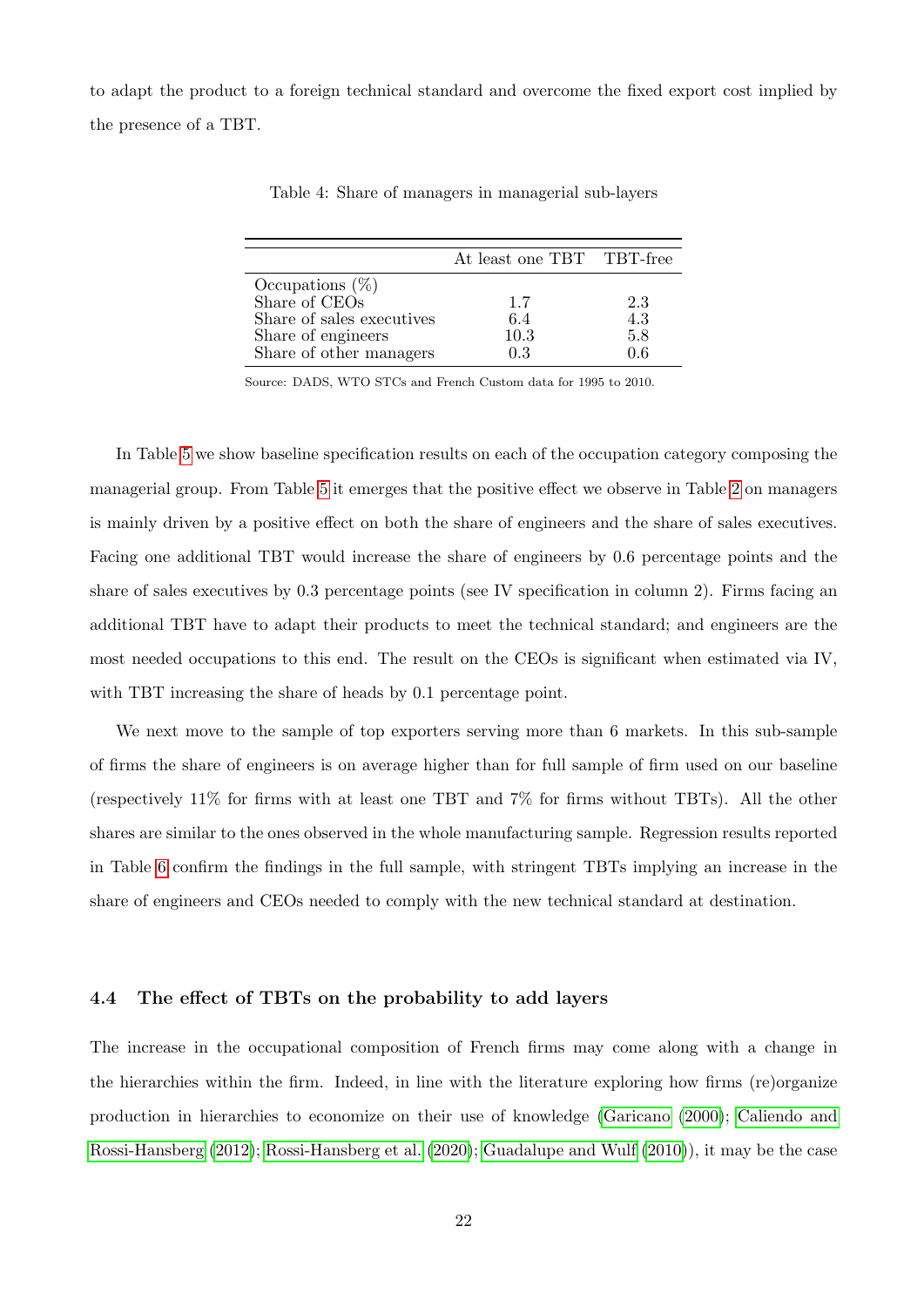to adapt the product to a foreign technical standard and overcome the fixed export cost implied by the presence of a TBT.

Table 4: Share of managers in managerial sub-layers

| | At least one TBT | TBT-free |
|---|---|---|
| Occupations (%) | | |
| Share of CEOs | 1.7 | 2.3 |
| Share of sales executives | 6.4 | 4.3 |
| Share of engineers | 10.3 | 5.8 |
| Share of other managers | 0.3 | 0.6 |

Source: DADS, WTO STCs and French Custom data for 1995 to 2010.

In Table 5 we show baseline specification results on each of the occupation category composing the managerial group. From Table 5 it emerges that the positive effect we observe in Table 2 on managers is mainly driven by a positive effect on both the share of engineers and the share of sales executives. Facing one additional TBT would increase the share of engineers by 0.6 percentage points and the share of sales executives by 0.3 percentage points (see IV specification in column 2). Firms facing an additional TBT have to adapt their products to meet the technical standard; and engineers are the most needed occupations to this end. The result on the CEOs is significant when estimated via IV, with TBT increasing the share of heads by 0.1 percentage point.

We next move to the sample of top exporters serving more than 6 markets. In this sub-sample of firms the share of engineers is on average higher than for full sample of firm used on our baseline (respectively 11% for firms with at least one TBT and 7% for firms without TBTs). All the other shares are similar to the ones observed in the whole manufacturing sample. Regression results reported in Table 6 confirm the findings in the full sample, with stringent TBTs implying an increase in the share of engineers and CEOs needed to comply with the new technical standard at destination.

### 4.4 The effect of TBTs on the probability to add layers

The increase in the occupational composition of French firms may come along with a change in the hierarchies within the firm. Indeed, in line with the literature exploring how firms (re)organize production in hierarchies to economize on their use of knowledge (Garicano (2000); Caliendo and Rossi-Hansberg (2012); Rossi-Hansberg et al. (2020); Guadalupe and Wulf (2010)), it may be the case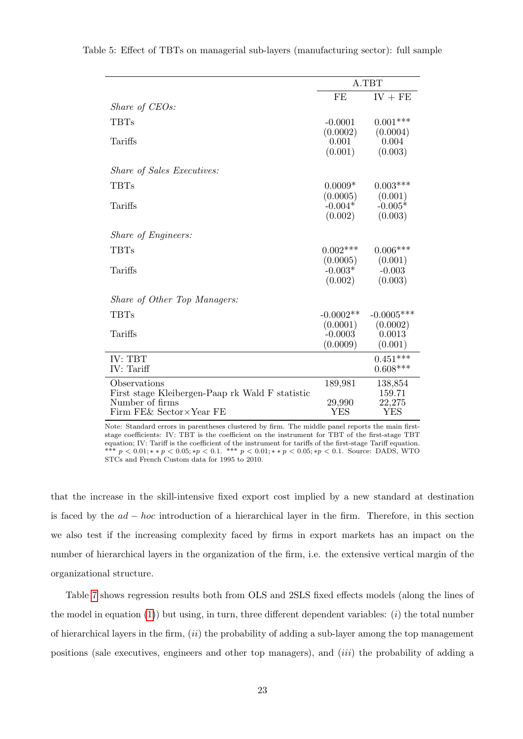Table 5: Effect of TBTs on managerial sub-layers (manufacturing sector): full sample

| | A.TBT | |
|---|---|---|
| | FE | IV + FE |
| *Share of CEOs:* | | |
| TBTs | -0.0001 | 0.001*** |
| | (0.0002) | (0.0004) |
| Tariffs | 0.001 | 0.004 |
| | (0.001) | (0.003) |
| *Share of Sales Executives:* | | |
| TBTs | 0.0009* | 0.003*** |
| | (0.0005) | (0.001) |
| Tariffs | -0.004* | -0.005* |
| | (0.002) | (0.003) |
| *Share of Engineers:* | | |
| TBTs | 0.002*** | 0.006*** |
| | (0.0005) | (0.001) |
| Tariffs | -0.003* | -0.003 |
| | (0.002) | (0.003) |
| *Share of Other Top Managers:* | | |
| TBTs | -0.0002** | -0.0005*** |
| | (0.0001) | (0.0002) |
| Tariffs | -0.0003 | 0.0013 |
| | (0.0009) | (0.001) |
| IV: TBT | | 0.451*** |
| IV: Tariff | | 0.608*** |
| Observations | 189,981 | 138,854 |
| First stage Kleibergen-Paap rk Wald F statistic | | 159.71 |
| Number of firms | 29,990 | 22,275 |
| Firm FE& Sector×Year FE | YES | YES |

Note: Standard errors in parentheses clustered by firm. The middle panel reports the main first-stage coefficients: IV: TBT is the coefficient on the instrument for TBT of the first-stage TBT equation; IV: Tariff is the coefficient of the instrument for tariffs of the first-stage Tariff equation. *** $p < 0.01$; ** $p < 0.05$; * $p < 0.1$. *** $p < 0.01$; ** $p < 0.05$; * $p < 0.1$. Source: DADS, WTO STCs and French Custom data for 1995 to 2010.

that the increase in the skill-intensive fixed export cost implied by a new standard at destination is faced by the $ad-hoc$ introduction of a hierarchical layer in the firm. Therefore, in this section we also test if the increasing complexity faced by firms in export markets has an impact on the number of hierarchical layers in the organization of the firm, i.e. the extensive vertical margin of the organizational structure.

Table 7 shows regression results both from OLS and 2SLS fixed effects models (along the lines of the model in equation (1)) but using, in turn, three different dependent variables: (*i*) the total number of hierarchical layers in the firm, (*ii*) the probability of adding a sub-layer among the top management positions (sale executives, engineers and other top managers), and (*iii*) the probability of adding a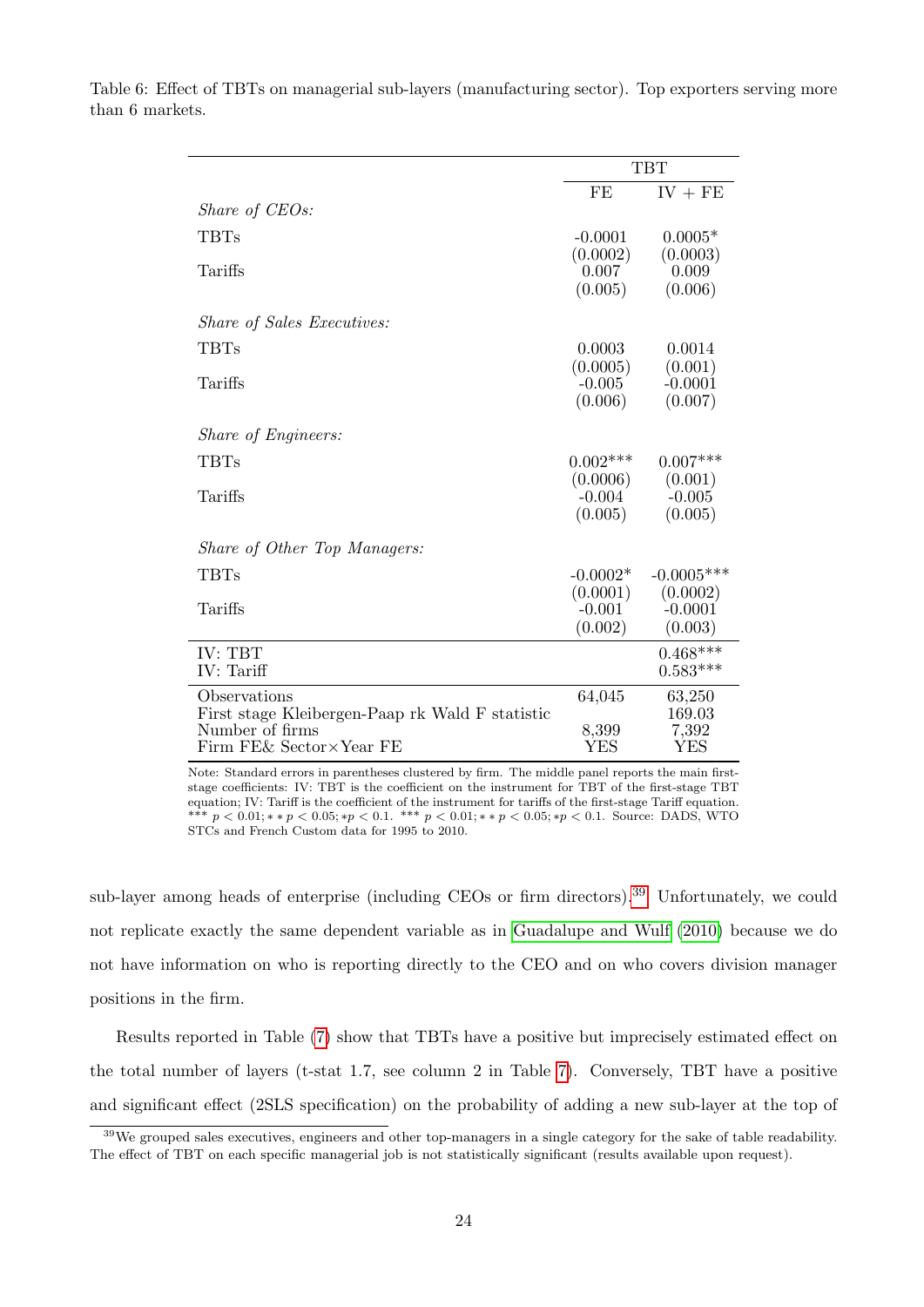Table 6: Effect of TBTs on managerial sub-layers (manufacturing sector). Top exporters serving more than 6 markets.

| | TBT | |
|---|---|---|
| | FE | IV + FE |
| *Share of CEOs:* | | |
| TBTs | -0.0001 | 0.0005* |
| | (0.0002) | (0.0003) |
| Tariffs | 0.007 | 0.009 |
| | (0.005) | (0.006) |
| *Share of Sales Executives:* | | |
| TBTs | 0.0003 | 0.0014 |
| | (0.0005) | (0.001) |
| Tariffs | -0.005 | -0.0001 |
| | (0.006) | (0.007) |
| *Share of Engineers:* | | |
| TBTs | 0.002*** | 0.007*** |
| | (0.0006) | (0.001) |
| Tariffs | -0.004 | -0.005 |
| | (0.005) | (0.005) |
| *Share of Other Top Managers:* | | |
| TBTs | -0.0002* | -0.0005*** |
| | (0.0001) | (0.0002) |
| Tariffs | -0.001 | -0.0001 |
| | (0.002) | (0.003) |
| IV: TBT | | 0.468*** |
| IV: Tariff | | 0.583*** |
| Observations | 64,045 | 63,250 |
| First stage Kleibergen-Paap rk Wald F statistic | | 169.03 |
| Number of firms | 8,399 | 7,392 |
| Firm FE& Sector×Year FE | YES | YES |

Note: Standard errors in parentheses clustered by firm. The middle panel reports the main first-stage coefficients: IV: TBT is the coefficient on the instrument for TBT of the first-stage TBT equation; IV: Tariff is the coefficient of the instrument for tariffs of the first-stage Tariff equation. *** $p < 0.01$; ** $p < 0.05$; * $p < 0.1$. *** $p < 0.01$; ** $p < 0.05$; * $p < 0.1$. Source: DADS, WTO STCs and French Custom data for 1995 to 2010.

sub-layer among heads of enterprise (including CEOs or firm directors).[39] Unfortunately, we could not replicate exactly the same dependent variable as in Guadalupe and Wulf (2010) because we do not have information on who is reporting directly to the CEO and on who covers division manager positions in the firm.

Results reported in Table (7) show that TBTs have a positive but imprecisely estimated effect on the total number of layers (t-stat 1.7, see column 2 in Table 7). Conversely, TBT have a positive and significant effect (2SLS specification) on the probability of adding a new sub-layer at the top of

[39] We grouped sales executives, engineers and other top-managers in a single category for the sake of table readability. The effect of TBT on each specific managerial job is not statistically significant (results available upon request).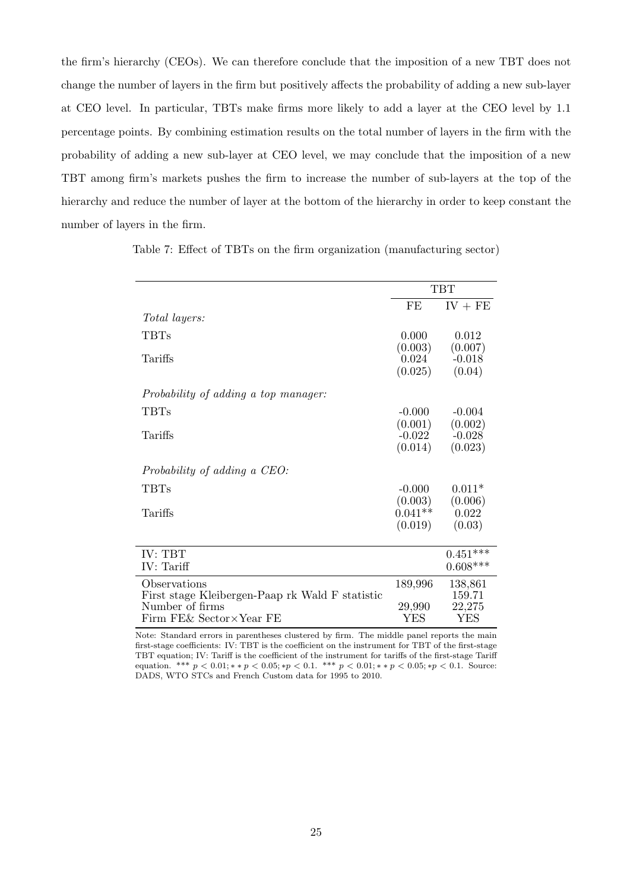the firm's hierarchy (CEOs). We can therefore conclude that the imposition of a new TBT does not change the number of layers in the firm but positively affects the probability of adding a new sub-layer at CEO level. In particular, TBTs make firms more likely to add a layer at the CEO level by 1.1 percentage points. By combining estimation results on the total number of layers in the firm with the probability of adding a new sub-layer at CEO level, we may conclude that the imposition of a new TBT among firm's markets pushes the firm to increase the number of sub-layers at the top of the hierarchy and reduce the number of layer at the bottom of the hierarchy in order to keep constant the number of layers in the firm.

Table 7: Effect of TBTs on the firm organization (manufacturing sector)

| | TBT | |
|---|---|---|
| | FE | IV + FE |
| *Total layers:* | | |
| TBTs | 0.000 | 0.012 |
| | (0.003) | (0.007) |
| Tariffs | 0.024 | -0.018 |
| | (0.025) | (0.04) |
| *Probability of adding a top manager:* | | |
| TBTs | -0.000 | -0.004 |
| | (0.001) | (0.002) |
| Tariffs | -0.022 | -0.028 |
| | (0.014) | (0.023) |
| *Probability of adding a CEO:* | | |
| TBTs | -0.000 | 0.011* |
| | (0.003) | (0.006) |
| Tariffs | 0.041** | 0.022 |
| | (0.019) | (0.03) |
| IV: TBT | | 0.451*** |
| IV: Tariff | | 0.608*** |
| Observations | 189,996 | 138,861 |
| First stage Kleibergen-Paap rk Wald F statistic | | 159.71 |
| Number of firms | 29,990 | 22,275 |
| Firm FE& Sector×Year FE | YES | YES |

Note: Standard errors in parentheses clustered by firm. The middle panel reports the main first-stage coefficients: IV: TBT is the coefficient on the instrument for TBT of the first-stage TBT equation; IV: Tariff is the coefficient of the instrument for tariffs of the first-stage Tariff equation. *** $p < 0.01$; ** $p < 0.05$; * $p < 0.1$. *** $p < 0.01$; ** $p < 0.05$; * $p < 0.1$. Source: DADS, WTO STCs and French Custom data for 1995 to 2010.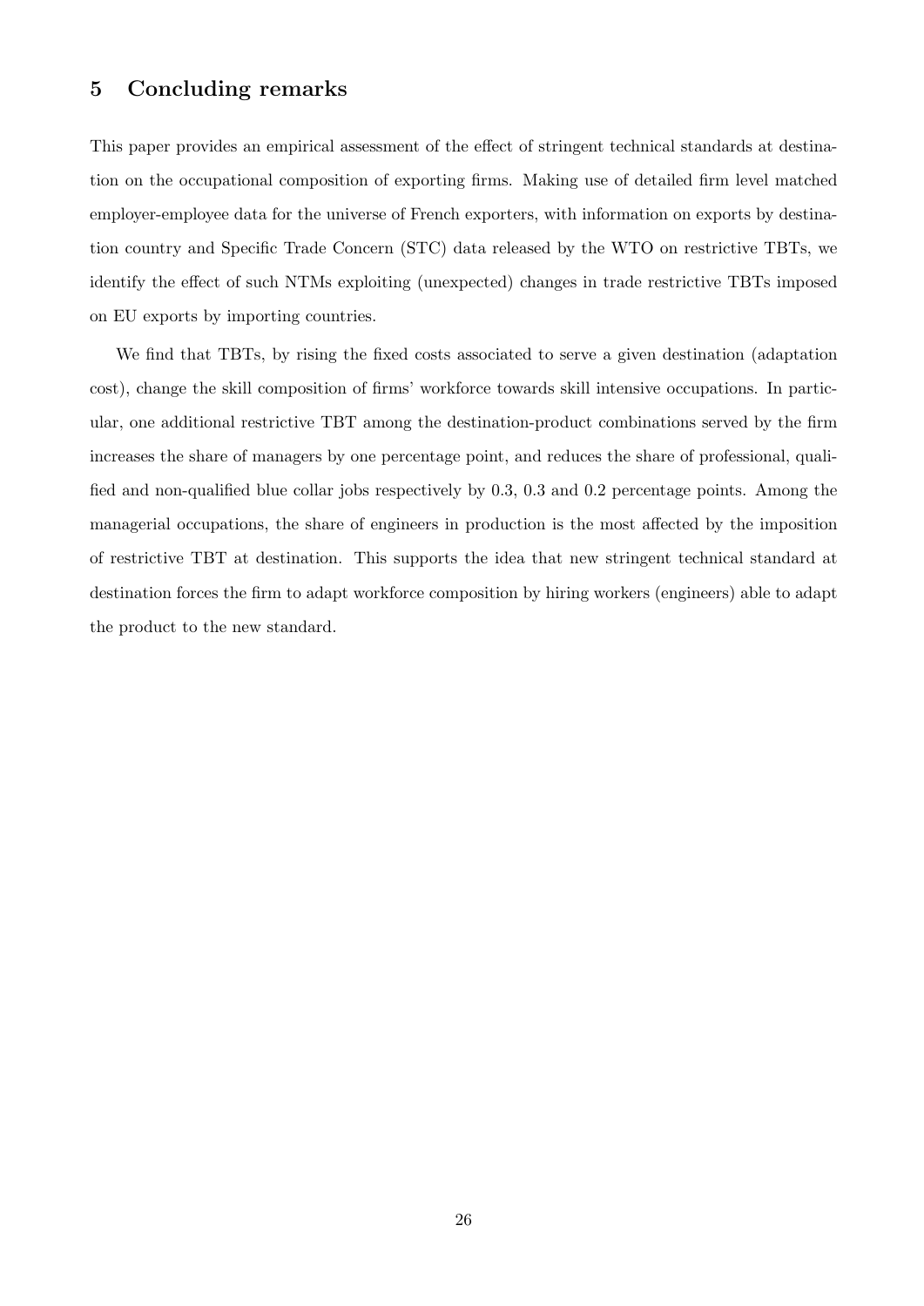## 5 Concluding remarks

This paper provides an empirical assessment of the effect of stringent technical standards at destination on the occupational composition of exporting firms. Making use of detailed firm level matched employer-employee data for the universe of French exporters, with information on exports by destination country and Specific Trade Concern (STC) data released by the WTO on restrictive TBTs, we identify the effect of such NTMs exploiting (unexpected) changes in trade restrictive TBTs imposed on EU exports by importing countries.

We find that TBTs, by rising the fixed costs associated to serve a given destination (adaptation cost), change the skill composition of firms' workforce towards skill intensive occupations. In particular, one additional restrictive TBT among the destination-product combinations served by the firm increases the share of managers by one percentage point, and reduces the share of professional, qualified and non-qualified blue collar jobs respectively by 0.3, 0.3 and 0.2 percentage points. Among the managerial occupations, the share of engineers in production is the most affected by the imposition of restrictive TBT at destination. This supports the idea that new stringent technical standard at destination forces the firm to adapt workforce composition by hiring workers (engineers) able to adapt the product to the new standard.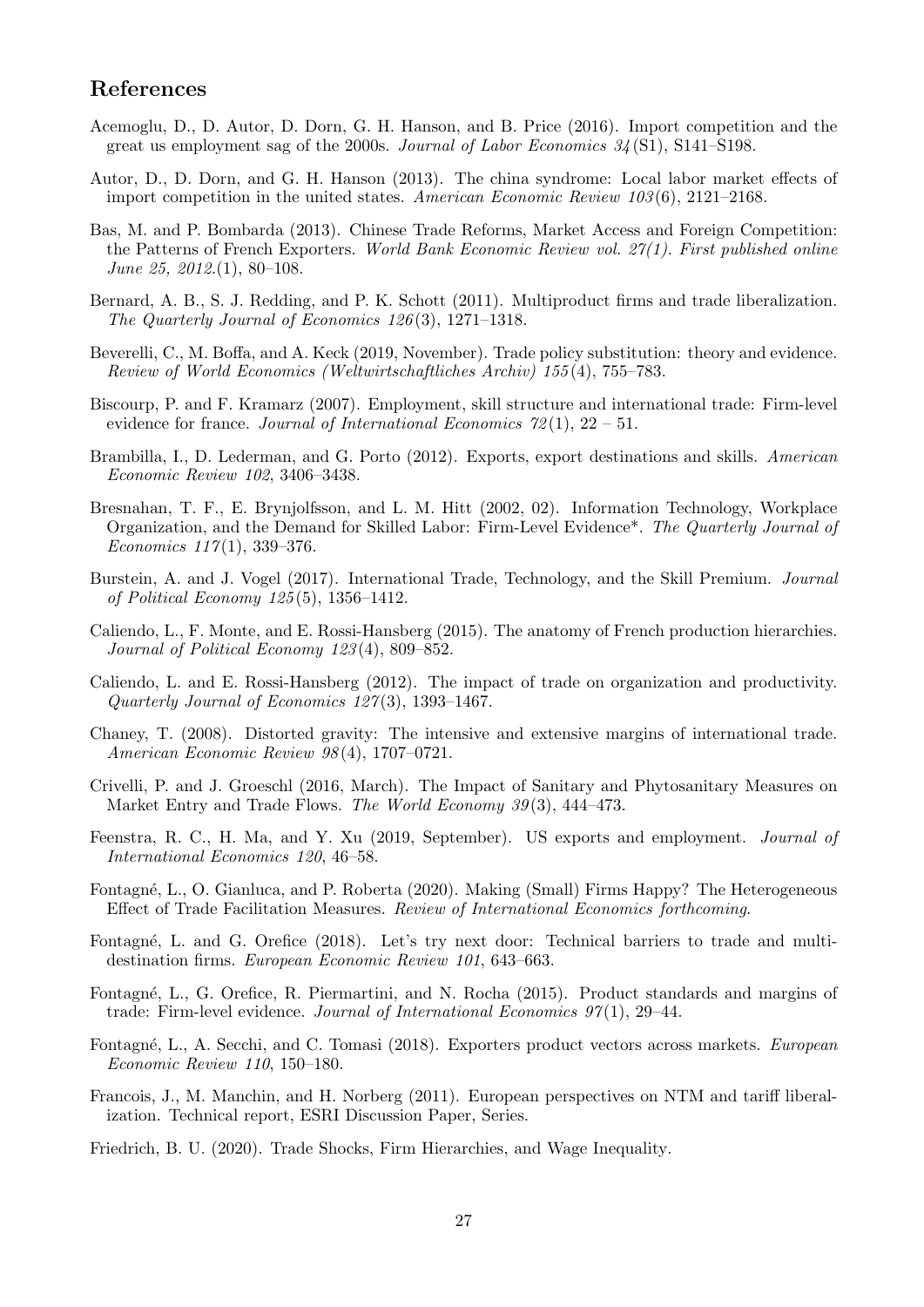## References

Acemoglu, D., D. Autor, D. Dorn, G. H. Hanson, and B. Price (2016). Import competition and the great us employment sag of the 2000s. *Journal of Labor Economics 34*(S1), S141–S198.

Autor, D., D. Dorn, and G. H. Hanson (2013). The china syndrome: Local labor market effects of import competition in the united states. *American Economic Review 103*(6), 2121–2168.

Bas, M. and P. Bombarda (2013). Chinese Trade Reforms, Market Access and Foreign Competition: the Patterns of French Exporters. *World Bank Economic Review vol. 27(1). First published online June 25, 2012.*(1), 80–108.

Bernard, A. B., S. J. Redding, and P. K. Schott (2011). Multiproduct firms and trade liberalization. *The Quarterly Journal of Economics 126*(3), 1271–1318.

Beverelli, C., M. Boffa, and A. Keck (2019, November). Trade policy substitution: theory and evidence. *Review of World Economics (Weltwirtschaftliches Archiv) 155*(4), 755–783.

Biscourp, P. and F. Kramarz (2007). Employment, skill structure and international trade: Firm-level evidence for france. *Journal of International Economics 72*(1), 22 – 51.

Brambilla, I., D. Lederman, and G. Porto (2012). Exports, export destinations and skills. *American Economic Review 102*, 3406–3438.

Bresnahan, T. F., E. Brynjolfsson, and L. M. Hitt (2002, 02). Information Technology, Workplace Organization, and the Demand for Skilled Labor: Firm-Level Evidence\*. *The Quarterly Journal of Economics 117*(1), 339–376.

Burstein, A. and J. Vogel (2017). International Trade, Technology, and the Skill Premium. *Journal of Political Economy 125*(5), 1356–1412.

Caliendo, L., F. Monte, and E. Rossi-Hansberg (2015). The anatomy of French production hierarchies. *Journal of Political Economy 123*(4), 809–852.

Caliendo, L. and E. Rossi-Hansberg (2012). The impact of trade on organization and productivity. *Quarterly Journal of Economics 127*(3), 1393–1467.

Chaney, T. (2008). Distorted gravity: The intensive and extensive margins of international trade. *American Economic Review 98*(4), 1707–0721.

Crivelli, P. and J. Groeschl (2016, March). The Impact of Sanitary and Phytosanitary Measures on Market Entry and Trade Flows. *The World Economy 39*(3), 444–473.

Feenstra, R. C., H. Ma, and Y. Xu (2019, September). US exports and employment. *Journal of International Economics 120*, 46–58.

Fontagné, L., O. Gianluca, and P. Roberta (2020). Making (Small) Firms Happy? The Heterogeneous Effect of Trade Facilitation Measures. *Review of International Economics forthcoming*.

Fontagné, L. and G. Orefice (2018). Let's try next door: Technical barriers to trade and multi-destination firms. *European Economic Review 101*, 643–663.

Fontagné, L., G. Orefice, R. Piermartini, and N. Rocha (2015). Product standards and margins of trade: Firm-level evidence. *Journal of International Economics 97*(1), 29–44.

Fontagné, L., A. Secchi, and C. Tomasi (2018). Exporters product vectors across markets. *European Economic Review 110*, 150–180.

Francois, J., M. Manchin, and H. Norberg (2011). European perspectives on NTM and tariff liberalization. Technical report, ESRI Discussion Paper, Series.

Friedrich, B. U. (2020). Trade Shocks, Firm Hierarchies, and Wage Inequality.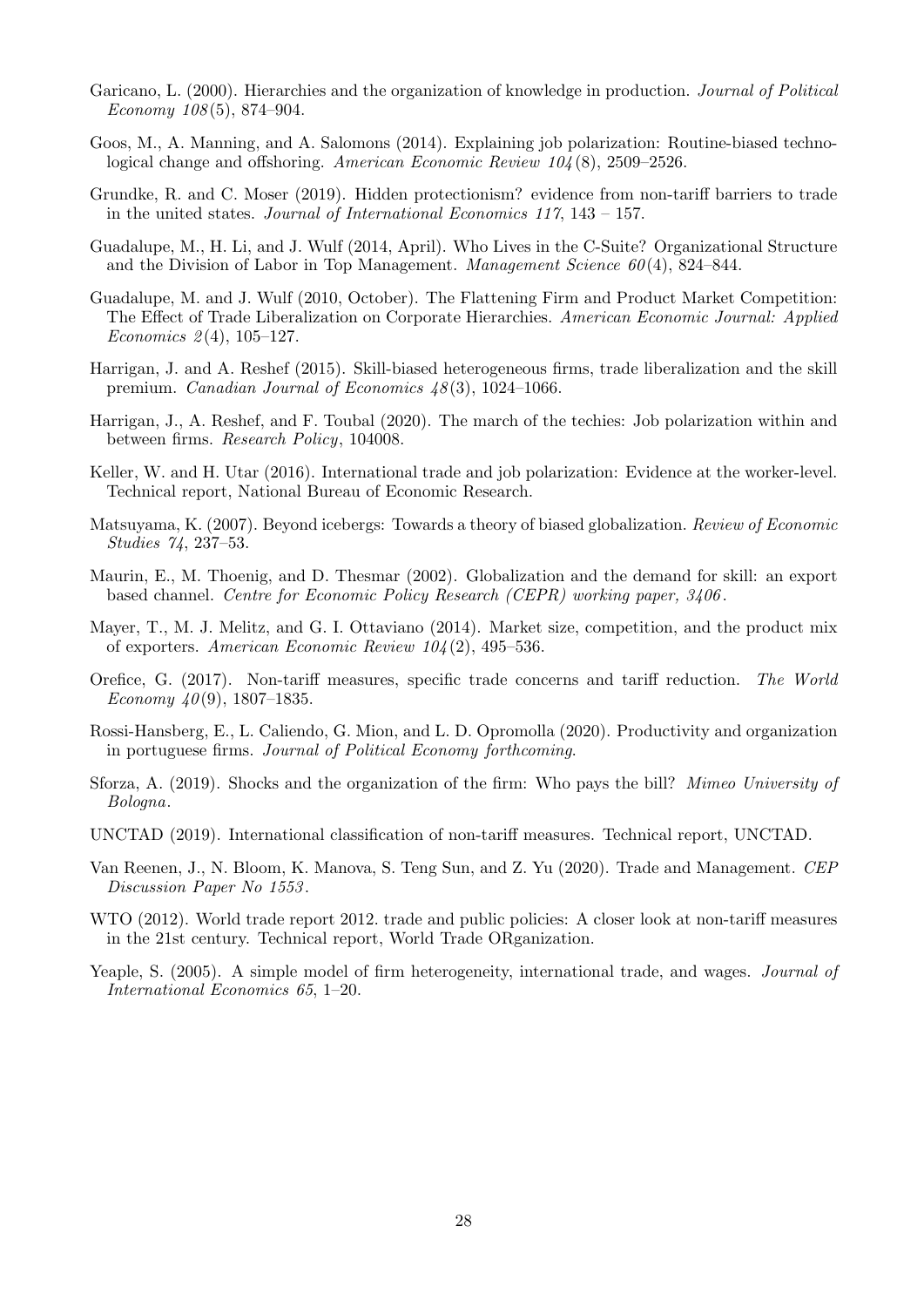Garicano, L. (2000). Hierarchies and the organization of knowledge in production. *Journal of Political Economy 108*(5), 874–904.

Goos, M., A. Manning, and A. Salomons (2014). Explaining job polarization: Routine-biased technological change and offshoring. *American Economic Review 104*(8), 2509–2526.

Grundke, R. and C. Moser (2019). Hidden protectionism? evidence from non-tariff barriers to trade in the united states. *Journal of International Economics 117*, 143 – 157.

Guadalupe, M., H. Li, and J. Wulf (2014, April). Who Lives in the C-Suite? Organizational Structure and the Division of Labor in Top Management. *Management Science 60*(4), 824–844.

Guadalupe, M. and J. Wulf (2010, October). The Flattening Firm and Product Market Competition: The Effect of Trade Liberalization on Corporate Hierarchies. *American Economic Journal: Applied Economics 2*(4), 105–127.

Harrigan, J. and A. Reshef (2015). Skill-biased heterogeneous firms, trade liberalization and the skill premium. *Canadian Journal of Economics 48*(3), 1024–1066.

Harrigan, J., A. Reshef, and F. Toubal (2020). The march of the techies: Job polarization within and between firms. *Research Policy*, 104008.

Keller, W. and H. Utar (2016). International trade and job polarization: Evidence at the worker-level. Technical report, National Bureau of Economic Research.

Matsuyama, K. (2007). Beyond icebergs: Towards a theory of biased globalization. *Review of Economic Studies 74*, 237–53.

Maurin, E., M. Thoenig, and D. Thesmar (2002). Globalization and the demand for skill: an export based channel. *Centre for Economic Policy Research (CEPR) working paper, 3406*.

Mayer, T., M. J. Melitz, and G. I. Ottaviano (2014). Market size, competition, and the product mix of exporters. *American Economic Review 104*(2), 495–536.

Orefice, G. (2017). Non-tariff measures, specific trade concerns and tariff reduction. *The World Economy 40*(9), 1807–1835.

Rossi-Hansberg, E., L. Caliendo, G. Mion, and L. D. Opromolla (2020). Productivity and organization in portuguese firms. *Journal of Political Economy forthcoming*.

Sforza, A. (2019). Shocks and the organization of the firm: Who pays the bill? *Mimeo University of Bologna*.

UNCTAD (2019). International classification of non-tariff measures. Technical report, UNCTAD.

Van Reenen, J., N. Bloom, K. Manova, S. Teng Sun, and Z. Yu (2020). Trade and Management. *CEP Discussion Paper No 1553*.

WTO (2012). World trade report 2012. trade and public policies: A closer look at non-tariff measures in the 21st century. Technical report, World Trade ORganization.

Yeaple, S. (2005). A simple model of firm heterogeneity, international trade, and wages. *Journal of International Economics 65*, 1–20.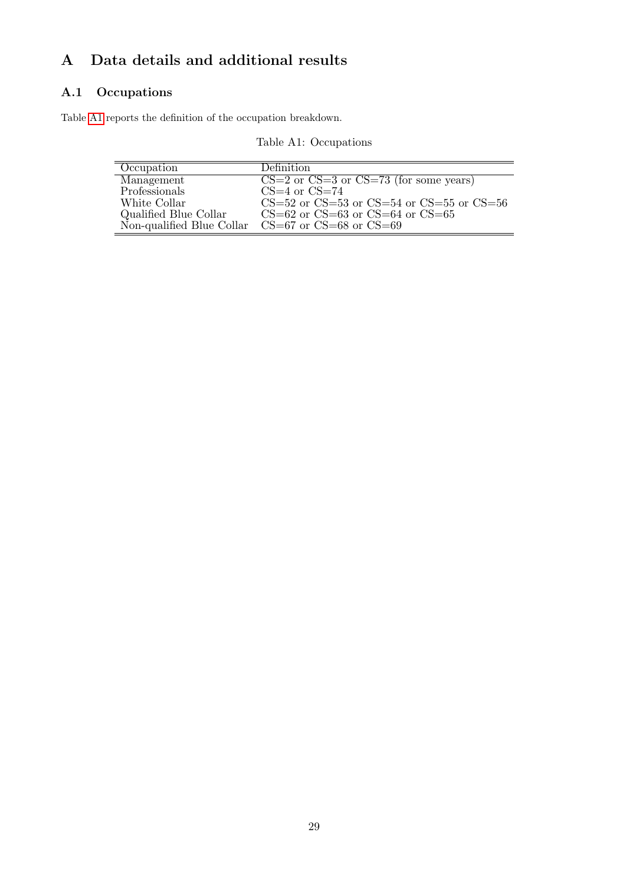# A Data details and additional results

## A.1 Occupations

Table A1 reports the definition of the occupation breakdown.

Table A1: Occupations

| Occupation | Definition |
|---|---|
| Management | CS=2 or CS=3 or CS=73 (for some years) |
| Professionals | CS=4 or CS=74 |
| White Collar | CS=52 or CS=53 or CS=54 or CS=55 or CS=56 |
| Qualified Blue Collar | CS=62 or CS=63 or CS=64 or CS=65 |
| Non-qualified Blue Collar | CS=67 or CS=68 or CS=69 |